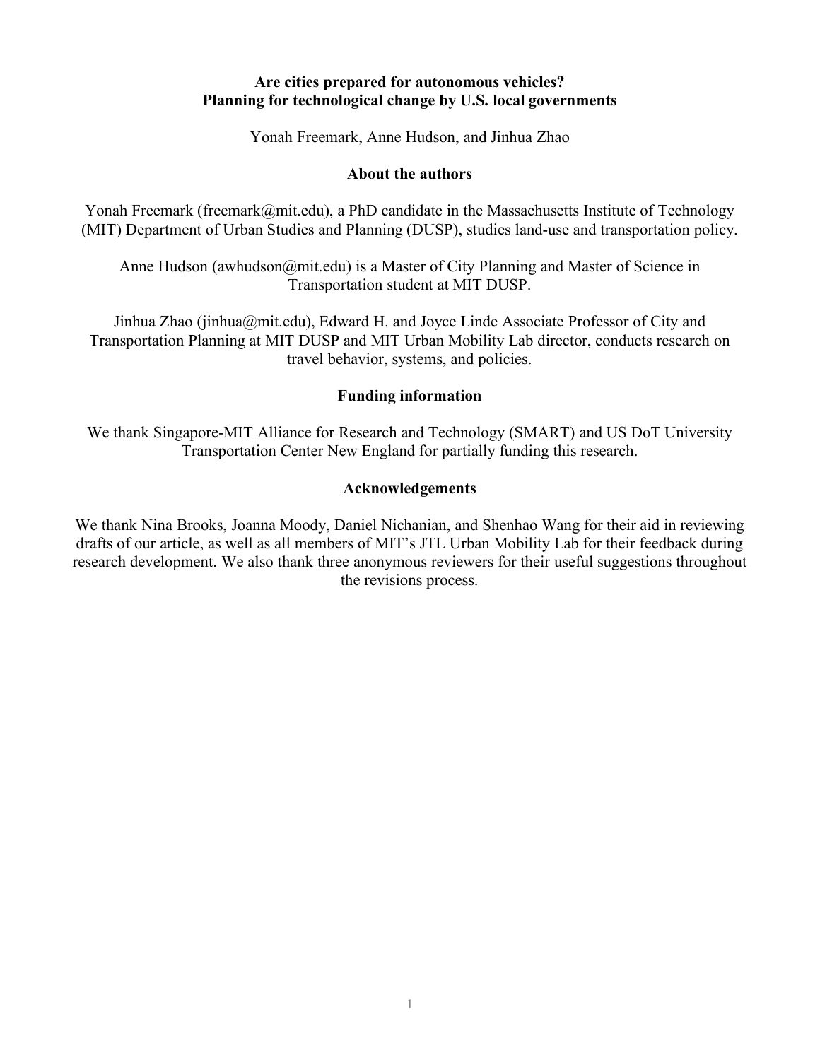# Are cities prepared for autonomous vehicles? Planning for technological change by U.S. local governments

Yonah Freemark, Anne Hudson, and Jinhua Zhao

## About the authors

Yonah Freemark (freemark@mit.edu), a PhD candidate in the Massachusetts Institute of Technology (MIT) Department of Urban Studies and Planning (DUSP), studies land-use and transportation policy.

Anne Hudson (awhudson@mit.edu) is a Master of City Planning and Master of Science in Transportation student at MIT DUSP.

Jinhua Zhao (jinhua@mit.edu), Edward H. and Joyce Linde Associate Professor of City and Transportation Planning at MIT DUSP and MIT Urban Mobility Lab director, conducts research on travel behavior, systems, and policies.

## Funding information

We thank Singapore-MIT Alliance for Research and Technology (SMART) and US DoT University Transportation Center New England for partially funding this research.

## Acknowledgements

We thank Nina Brooks, Joanna Moody, Daniel Nichanian, and Shenhao Wang for their aid in reviewing drafts of our article, as well as all members of MIT's JTL Urban Mobility Lab for their feedback during research development. We also thank three anonymous reviewers for their useful suggestions throughout the revisions process.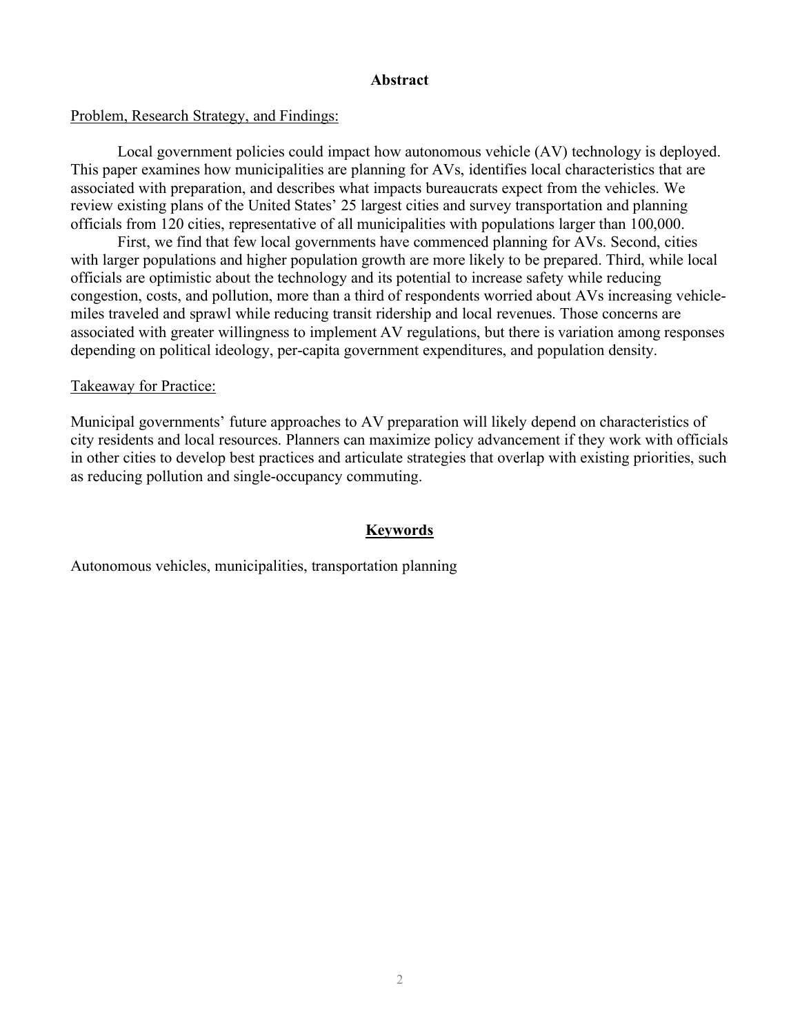## Abstract

Problem, Research Strategy, and Findings:

Local government policies could impact how autonomous vehicle (AV) technology is deployed. This paper examines how municipalities are planning for AVs, identifies local characteristics that are associated with preparation, and describes what impacts bureaucrats expect from the vehicles. We review existing plans of the United States' 25 largest cities and survey transportation and planning officials from 120 cities, representative of all municipalities with populations larger than 100,000.

First, we find that few local governments have commenced planning for AVs. Second, cities with larger populations and higher population growth are more likely to be prepared. Third, while local officials are optimistic about the technology and its potential to increase safety while reducing congestion, costs, and pollution, more than a third of respondents worried about AVs increasing vehicle-miles traveled and sprawl while reducing transit ridership and local revenues. Those concerns are associated with greater willingness to implement AV regulations, but there is variation among responses depending on political ideology, per-capita government expenditures, and population density.

Takeaway for Practice:

Municipal governments' future approaches to AV preparation will likely depend on characteristics of city residents and local resources. Planners can maximize policy advancement if they work with officials in other cities to develop best practices and articulate strategies that overlap with existing priorities, such as reducing pollution and single-occupancy commuting.

## Keywords

Autonomous vehicles, municipalities, transportation planning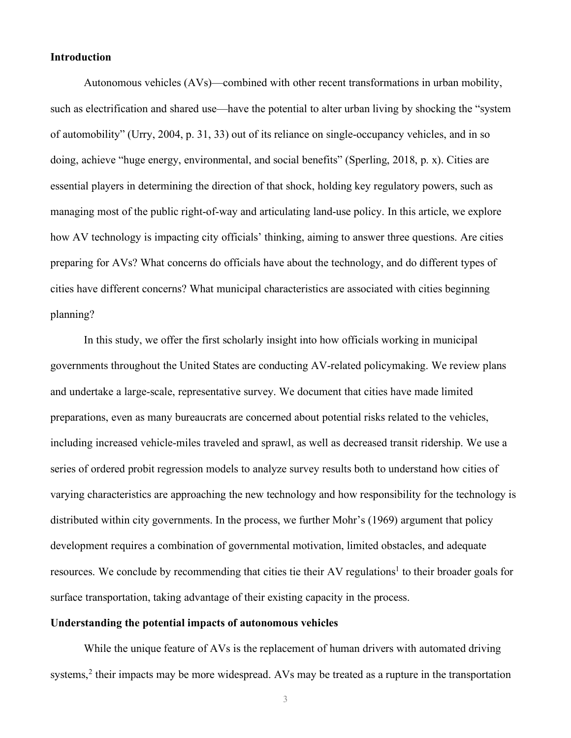## Introduction

Autonomous vehicles (AVs)—combined with other recent transformations in urban mobility, such as electrification and shared use—have the potential to alter urban living by shocking the "system of automobility" (Urry, 2004, p. 31, 33) out of its reliance on single-occupancy vehicles, and in so doing, achieve "huge energy, environmental, and social benefits" (Sperling, 2018, p. x). Cities are essential players in determining the direction of that shock, holding key regulatory powers, such as managing most of the public right-of-way and articulating land-use policy. In this article, we explore how AV technology is impacting city officials' thinking, aiming to answer three questions. Are cities preparing for AVs? What concerns do officials have about the technology, and do different types of cities have different concerns? What municipal characteristics are associated with cities beginning planning?

In this study, we offer the first scholarly insight into how officials working in municipal governments throughout the United States are conducting AV-related policymaking. We review plans and undertake a large-scale, representative survey. We document that cities have made limited preparations, even as many bureaucrats are concerned about potential risks related to the vehicles, including increased vehicle-miles traveled and sprawl, as well as decreased transit ridership. We use a series of ordered probit regression models to analyze survey results both to understand how cities of varying characteristics are approaching the new technology and how responsibility for the technology is distributed within city governments. In the process, we further Mohr's (1969) argument that policy development requires a combination of governmental motivation, limited obstacles, and adequate resources. We conclude by recommending that cities tie their AV regulations[1] to their broader goals for surface transportation, taking advantage of their existing capacity in the process.

## Understanding the potential impacts of autonomous vehicles

While the unique feature of AVs is the replacement of human drivers with automated driving systems,[2] their impacts may be more widespread. AVs may be treated as a rupture in the transportation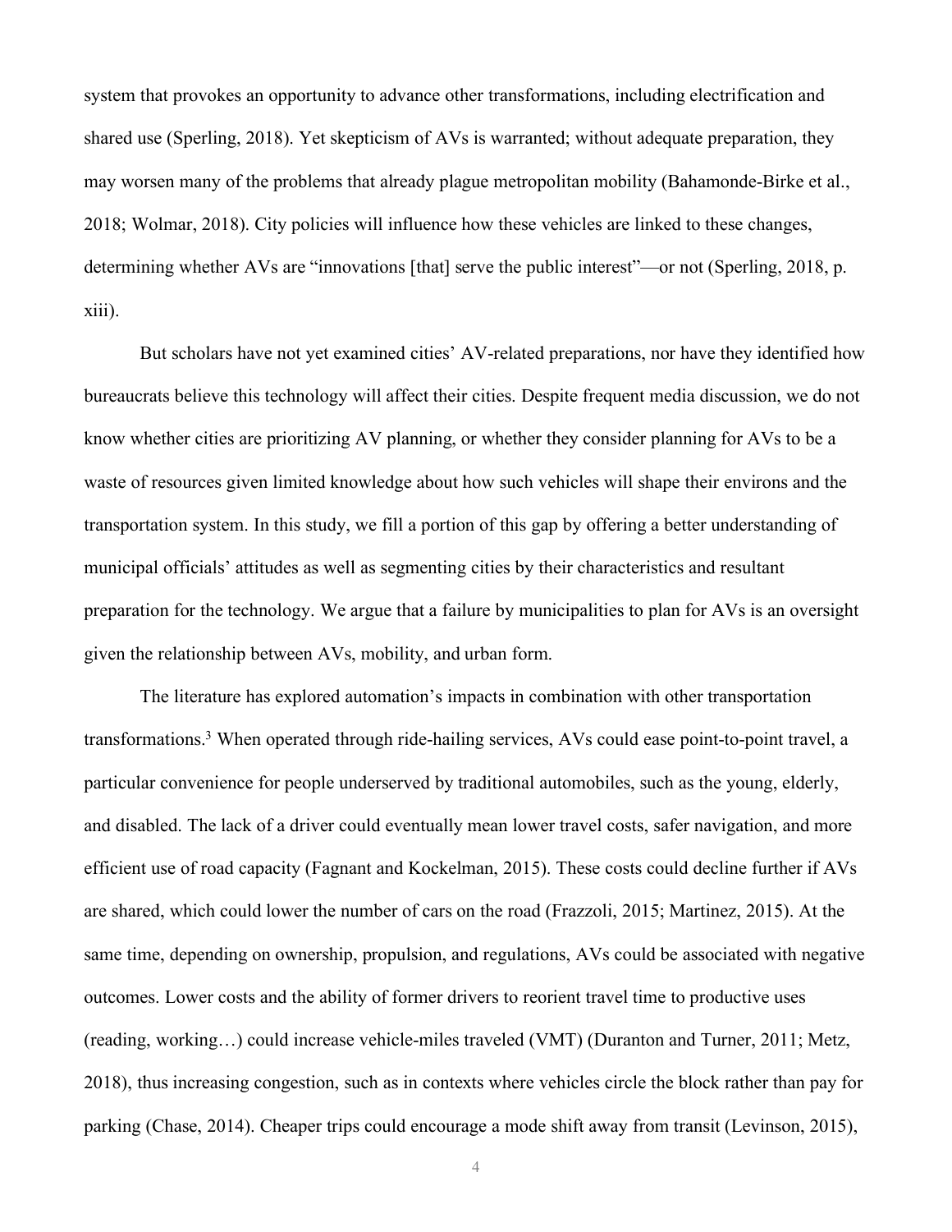system that provokes an opportunity to advance other transformations, including electrification and shared use (Sperling, 2018). Yet skepticism of AVs is warranted; without adequate preparation, they may worsen many of the problems that already plague metropolitan mobility (Bahamonde-Birke et al., 2018; Wolmar, 2018). City policies will influence how these vehicles are linked to these changes, determining whether AVs are "innovations [that] serve the public interest"—or not (Sperling, 2018, p. xiii).

But scholars have not yet examined cities' AV-related preparations, nor have they identified how bureaucrats believe this technology will affect their cities. Despite frequent media discussion, we do not know whether cities are prioritizing AV planning, or whether they consider planning for AVs to be a waste of resources given limited knowledge about how such vehicles will shape their environs and the transportation system. In this study, we fill a portion of this gap by offering a better understanding of municipal officials' attitudes as well as segmenting cities by their characteristics and resultant preparation for the technology. We argue that a failure by municipalities to plan for AVs is an oversight given the relationship between AVs, mobility, and urban form.

The literature has explored automation's impacts in combination with other transportation transformations.[3] When operated through ride-hailing services, AVs could ease point-to-point travel, a particular convenience for people underserved by traditional automobiles, such as the young, elderly, and disabled. The lack of a driver could eventually mean lower travel costs, safer navigation, and more efficient use of road capacity (Fagnant and Kockelman, 2015). These costs could decline further if AVs are shared, which could lower the number of cars on the road (Frazzoli, 2015; Martinez, 2015). At the same time, depending on ownership, propulsion, and regulations, AVs could be associated with negative outcomes. Lower costs and the ability of former drivers to reorient travel time to productive uses (reading, working…) could increase vehicle-miles traveled (VMT) (Duranton and Turner, 2011; Metz, 2018), thus increasing congestion, such as in contexts where vehicles circle the block rather than pay for parking (Chase, 2014). Cheaper trips could encourage a mode shift away from transit (Levinson, 2015),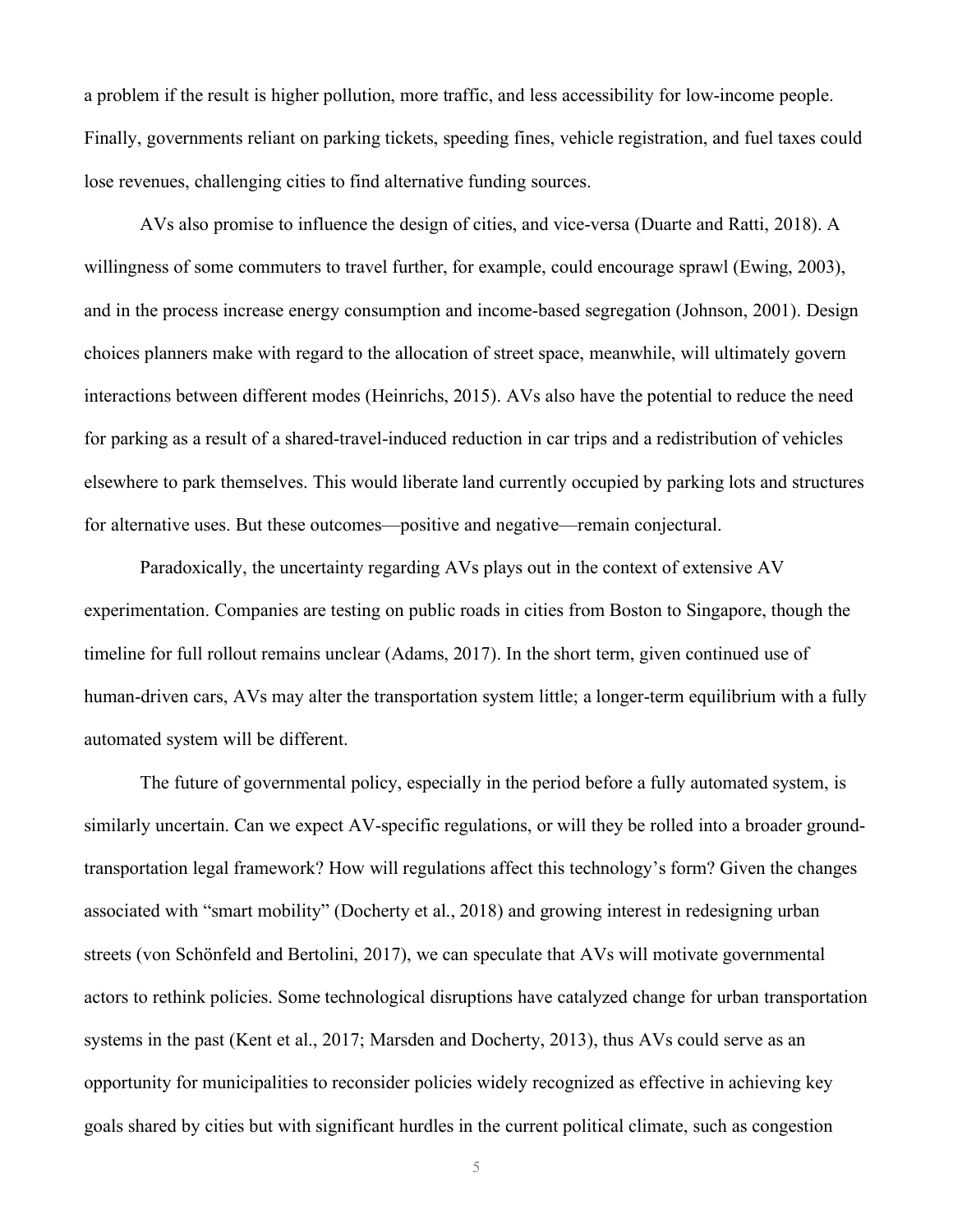a problem if the result is higher pollution, more traffic, and less accessibility for low-income people. Finally, governments reliant on parking tickets, speeding fines, vehicle registration, and fuel taxes could lose revenues, challenging cities to find alternative funding sources.

AVs also promise to influence the design of cities, and vice-versa (Duarte and Ratti, 2018). A willingness of some commuters to travel further, for example, could encourage sprawl (Ewing, 2003), and in the process increase energy consumption and income-based segregation (Johnson, 2001). Design choices planners make with regard to the allocation of street space, meanwhile, will ultimately govern interactions between different modes (Heinrichs, 2015). AVs also have the potential to reduce the need for parking as a result of a shared-travel-induced reduction in car trips and a redistribution of vehicles elsewhere to park themselves. This would liberate land currently occupied by parking lots and structures for alternative uses. But these outcomes—positive and negative—remain conjectural.

Paradoxically, the uncertainty regarding AVs plays out in the context of extensive AV experimentation. Companies are testing on public roads in cities from Boston to Singapore, though the timeline for full rollout remains unclear (Adams, 2017). In the short term, given continued use of human-driven cars, AVs may alter the transportation system little; a longer-term equilibrium with a fully automated system will be different.

The future of governmental policy, especially in the period before a fully automated system, is similarly uncertain. Can we expect AV-specific regulations, or will they be rolled into a broader ground-transportation legal framework? How will regulations affect this technology's form? Given the changes associated with "smart mobility" (Docherty et al., 2018) and growing interest in redesigning urban streets (von Schönfeld and Bertolini, 2017), we can speculate that AVs will motivate governmental actors to rethink policies. Some technological disruptions have catalyzed change for urban transportation systems in the past (Kent et al., 2017; Marsden and Docherty, 2013), thus AVs could serve as an opportunity for municipalities to reconsider policies widely recognized as effective in achieving key goals shared by cities but with significant hurdles in the current political climate, such as congestion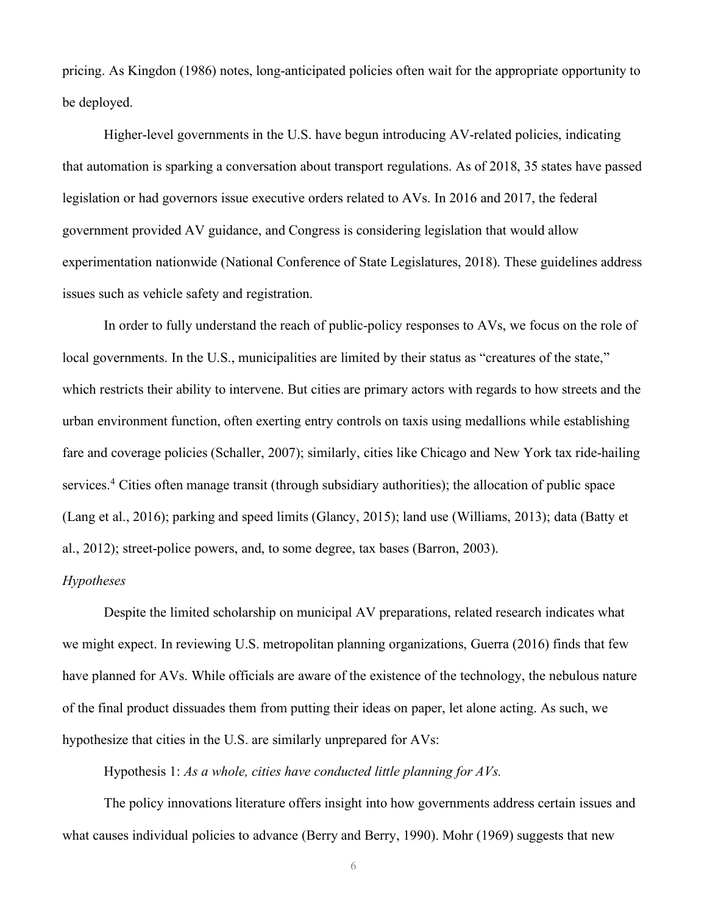pricing. As Kingdon (1986) notes, long-anticipated policies often wait for the appropriate opportunity to be deployed.

Higher-level governments in the U.S. have begun introducing AV-related policies, indicating that automation is sparking a conversation about transport regulations. As of 2018, 35 states have passed legislation or had governors issue executive orders related to AVs. In 2016 and 2017, the federal government provided AV guidance, and Congress is considering legislation that would allow experimentation nationwide (National Conference of State Legislatures, 2018). These guidelines address issues such as vehicle safety and registration.

In order to fully understand the reach of public-policy responses to AVs, we focus on the role of local governments. In the U.S., municipalities are limited by their status as "creatures of the state," which restricts their ability to intervene. But cities are primary actors with regards to how streets and the urban environment function, often exerting entry controls on taxis using medallions while establishing fare and coverage policies (Schaller, 2007); similarly, cities like Chicago and New York tax ride-hailing services.[4] Cities often manage transit (through subsidiary authorities); the allocation of public space (Lang et al., 2016); parking and speed limits (Glancy, 2015); land use (Williams, 2013); data (Batty et al., 2012); street-police powers, and, to some degree, tax bases (Barron, 2003).

*Hypotheses*

Despite the limited scholarship on municipal AV preparations, related research indicates what we might expect. In reviewing U.S. metropolitan planning organizations, Guerra (2016) finds that few have planned for AVs. While officials are aware of the existence of the technology, the nebulous nature of the final product dissuades them from putting their ideas on paper, let alone acting. As such, we hypothesize that cities in the U.S. are similarly unprepared for AVs:

Hypothesis 1: *As a whole, cities have conducted little planning for AVs.*

The policy innovations literature offers insight into how governments address certain issues and what causes individual policies to advance (Berry and Berry, 1990). Mohr (1969) suggests that new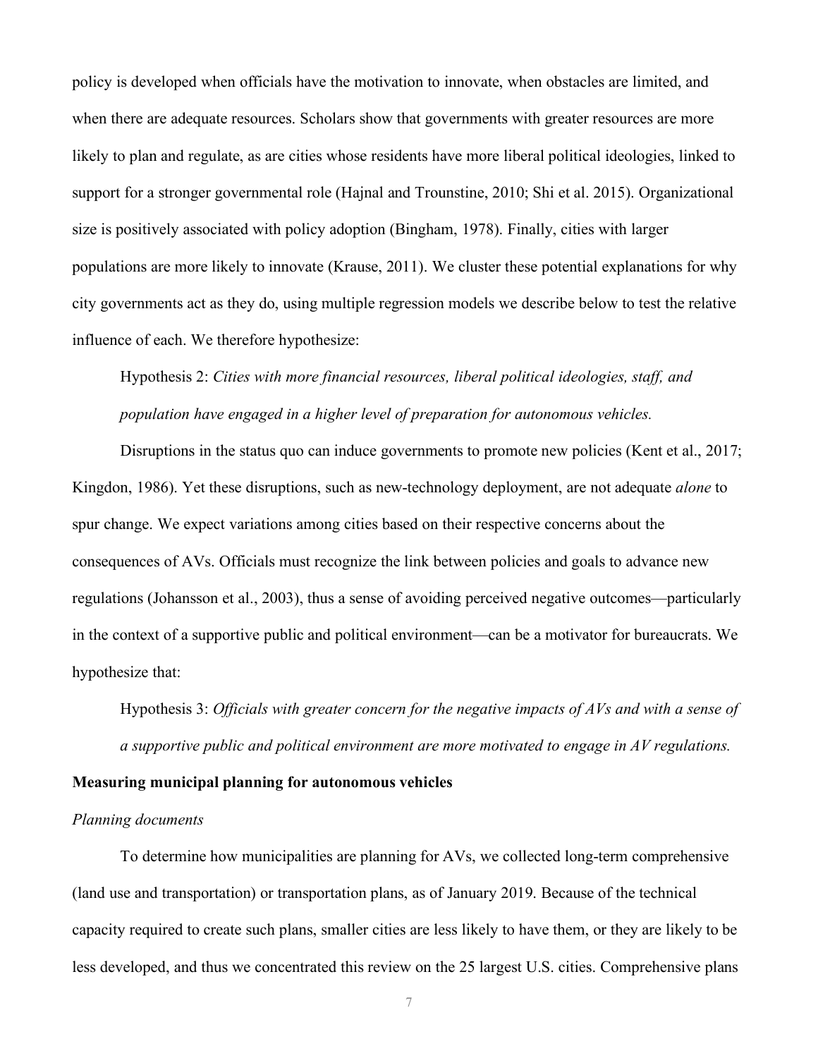policy is developed when officials have the motivation to innovate, when obstacles are limited, and when there are adequate resources. Scholars show that governments with greater resources are more likely to plan and regulate, as are cities whose residents have more liberal political ideologies, linked to support for a stronger governmental role (Hajnal and Trounstine, 2010; Shi et al. 2015). Organizational size is positively associated with policy adoption (Bingham, 1978). Finally, cities with larger populations are more likely to innovate (Krause, 2011). We cluster these potential explanations for why city governments act as they do, using multiple regression models we describe below to test the relative influence of each. We therefore hypothesize:

> Hypothesis 2: *Cities with more financial resources, liberal political ideologies, staff, and population have engaged in a higher level of preparation for autonomous vehicles.*

Disruptions in the status quo can induce governments to promote new policies (Kent et al., 2017; Kingdon, 1986). Yet these disruptions, such as new-technology deployment, are not adequate *alone* to spur change. We expect variations among cities based on their respective concerns about the consequences of AVs. Officials must recognize the link between policies and goals to advance new regulations (Johansson et al., 2003), thus a sense of avoiding perceived negative outcomes—particularly in the context of a supportive public and political environment—can be a motivator for bureaucrats. We hypothesize that:

> Hypothesis 3: *Officials with greater concern for the negative impacts of AVs and with a sense of a supportive public and political environment are more motivated to engage in AV regulations.*

## Measuring municipal planning for autonomous vehicles

### *Planning documents*

To determine how municipalities are planning for AVs, we collected long-term comprehensive (land use and transportation) or transportation plans, as of January 2019. Because of the technical capacity required to create such plans, smaller cities are less likely to have them, or they are likely to be less developed, and thus we concentrated this review on the 25 largest U.S. cities. Comprehensive plans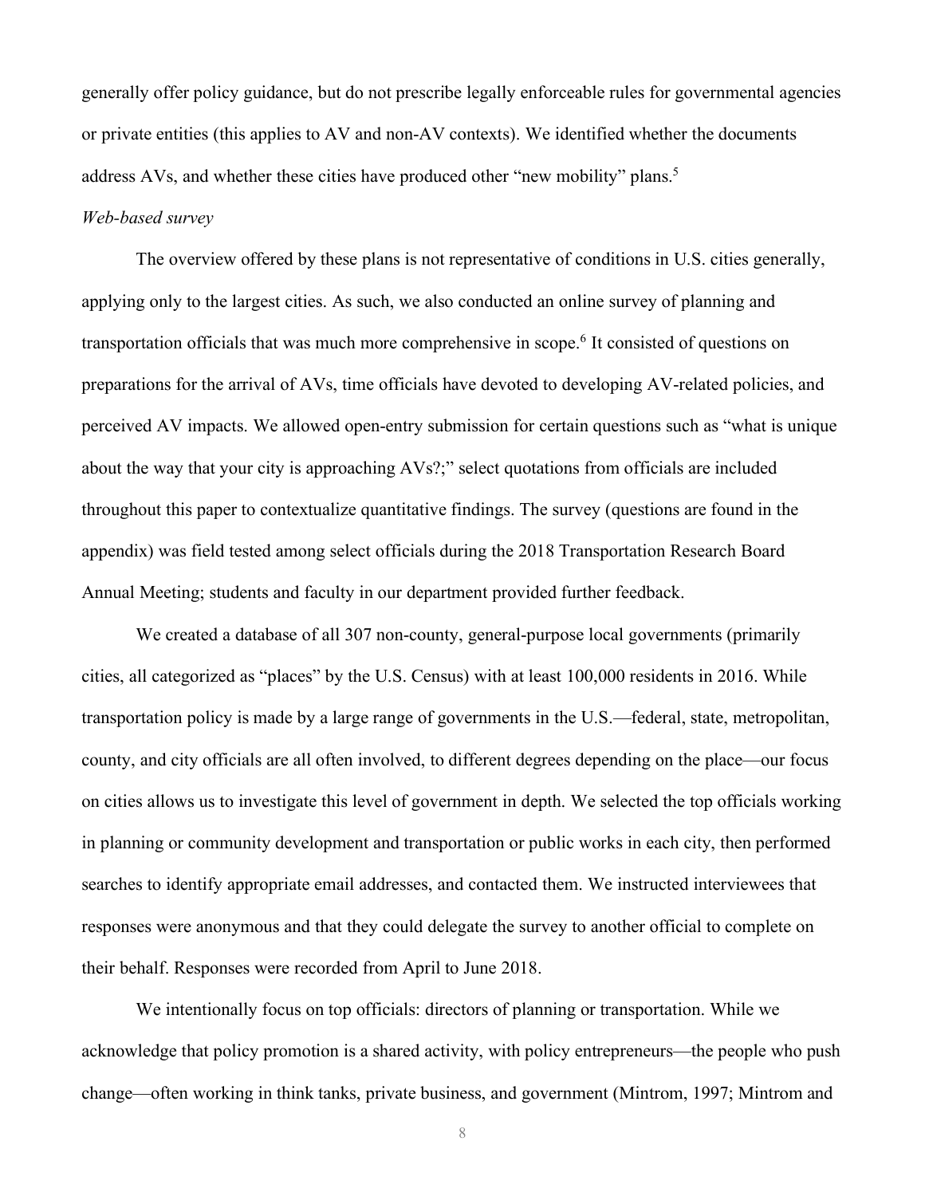generally offer policy guidance, but do not prescribe legally enforceable rules for governmental agencies or private entities (this applies to AV and non-AV contexts). We identified whether the documents address AVs, and whether these cities have produced other "new mobility" plans.[5]

*Web-based survey*

The overview offered by these plans is not representative of conditions in U.S. cities generally, applying only to the largest cities. As such, we also conducted an online survey of planning and transportation officials that was much more comprehensive in scope.[6] It consisted of questions on preparations for the arrival of AVs, time officials have devoted to developing AV-related policies, and perceived AV impacts. We allowed open-entry submission for certain questions such as "what is unique about the way that your city is approaching AVs?;" select quotations from officials are included throughout this paper to contextualize quantitative findings. The survey (questions are found in the appendix) was field tested among select officials during the 2018 Transportation Research Board Annual Meeting; students and faculty in our department provided further feedback.

We created a database of all 307 non-county, general-purpose local governments (primarily cities, all categorized as "places" by the U.S. Census) with at least 100,000 residents in 2016. While transportation policy is made by a large range of governments in the U.S.—federal, state, metropolitan, county, and city officials are all often involved, to different degrees depending on the place—our focus on cities allows us to investigate this level of government in depth. We selected the top officials working in planning or community development and transportation or public works in each city, then performed searches to identify appropriate email addresses, and contacted them. We instructed interviewees that responses were anonymous and that they could delegate the survey to another official to complete on their behalf. Responses were recorded from April to June 2018.

We intentionally focus on top officials: directors of planning or transportation. While we acknowledge that policy promotion is a shared activity, with policy entrepreneurs—the people who push change—often working in think tanks, private business, and government (Mintrom, 1997; Mintrom and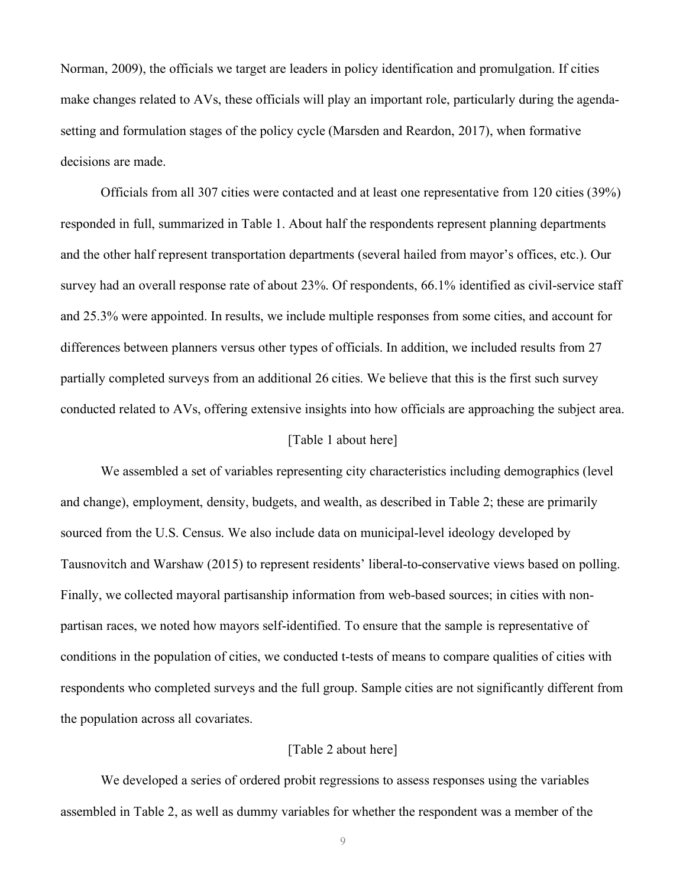Norman, 2009), the officials we target are leaders in policy identification and promulgation. If cities make changes related to AVs, these officials will play an important role, particularly during the agenda-setting and formulation stages of the policy cycle (Marsden and Reardon, 2017), when formative decisions are made.

Officials from all 307 cities were contacted and at least one representative from 120 cities (39%) responded in full, summarized in Table 1. About half the respondents represent planning departments and the other half represent transportation departments (several hailed from mayor's offices, etc.). Our survey had an overall response rate of about 23%. Of respondents, 66.1% identified as civil-service staff and 25.3% were appointed. In results, we include multiple responses from some cities, and account for differences between planners versus other types of officials. In addition, we included results from 27 partially completed surveys from an additional 26 cities. We believe that this is the first such survey conducted related to AVs, offering extensive insights into how officials are approaching the subject area.

[Table 1 about here]

We assembled a set of variables representing city characteristics including demographics (level and change), employment, density, budgets, and wealth, as described in Table 2; these are primarily sourced from the U.S. Census. We also include data on municipal-level ideology developed by Tausnovitch and Warshaw (2015) to represent residents' liberal-to-conservative views based on polling. Finally, we collected mayoral partisanship information from web-based sources; in cities with non-partisan races, we noted how mayors self-identified. To ensure that the sample is representative of conditions in the population of cities, we conducted t-tests of means to compare qualities of cities with respondents who completed surveys and the full group. Sample cities are not significantly different from the population across all covariates.

[Table 2 about here]

We developed a series of ordered probit regressions to assess responses using the variables assembled in Table 2, as well as dummy variables for whether the respondent was a member of the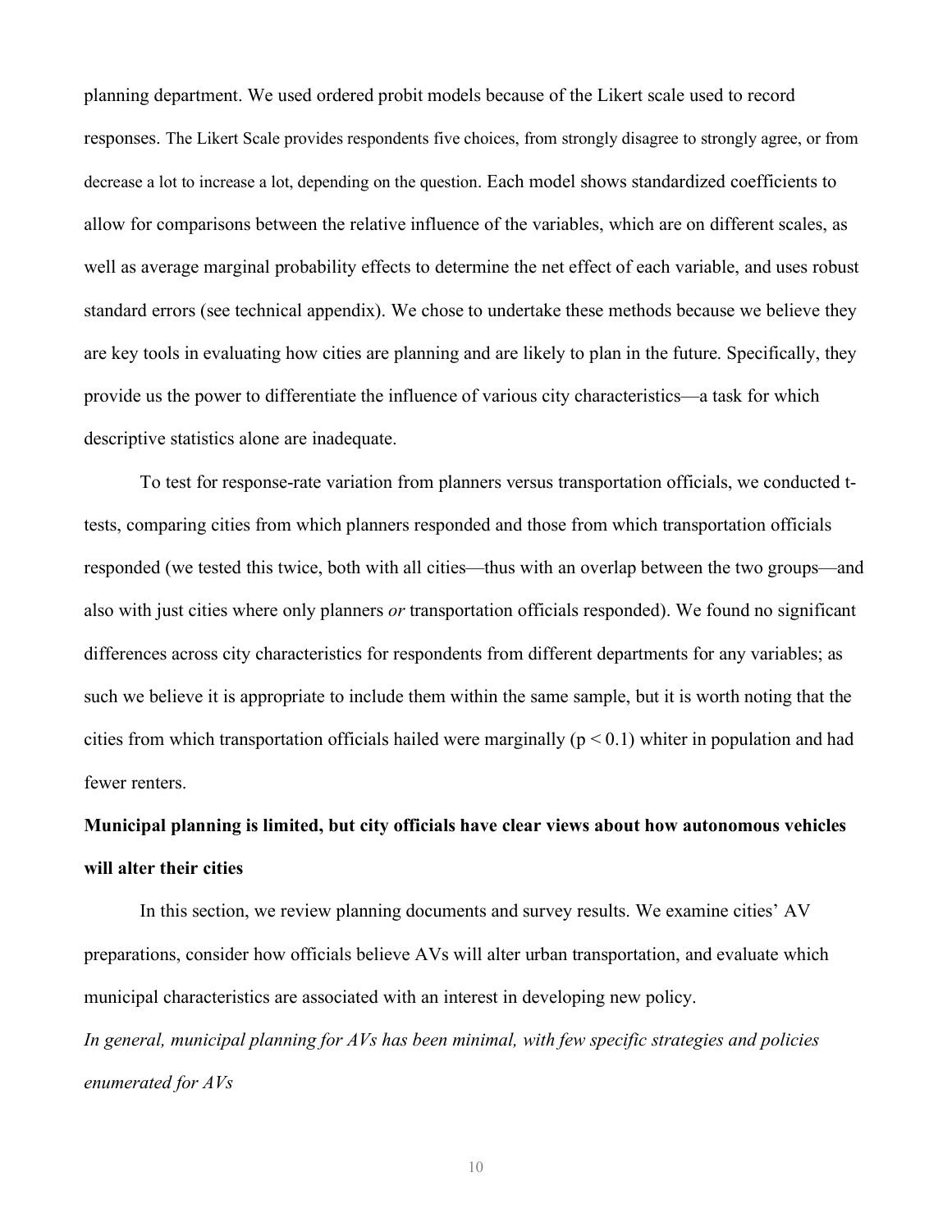planning department. We used ordered probit models because of the Likert scale used to record responses. The Likert Scale provides respondents five choices, from strongly disagree to strongly agree, or from decrease a lot to increase a lot, depending on the question. Each model shows standardized coefficients to allow for comparisons between the relative influence of the variables, which are on different scales, as well as average marginal probability effects to determine the net effect of each variable, and uses robust standard errors (see technical appendix). We chose to undertake these methods because we believe they are key tools in evaluating how cities are planning and are likely to plan in the future. Specifically, they provide us the power to differentiate the influence of various city characteristics—a task for which descriptive statistics alone are inadequate.

To test for response-rate variation from planners versus transportation officials, we conducted t-tests, comparing cities from which planners responded and those from which transportation officials responded (we tested this twice, both with all cities—thus with an overlap between the two groups—and also with just cities where only planners *or* transportation officials responded). We found no significant differences across city characteristics for respondents from different departments for any variables; as such we believe it is appropriate to include them within the same sample, but it is worth noting that the cities from which transportation officials hailed were marginally ($p < 0.1$) whiter in population and had fewer renters.

## Municipal planning is limited, but city officials have clear views about how autonomous vehicles will alter their cities

In this section, we review planning documents and survey results. We examine cities' AV preparations, consider how officials believe AVs will alter urban transportation, and evaluate which municipal characteristics are associated with an interest in developing new policy.

*In general, municipal planning for AVs has been minimal, with few specific strategies and policies enumerated for AVs*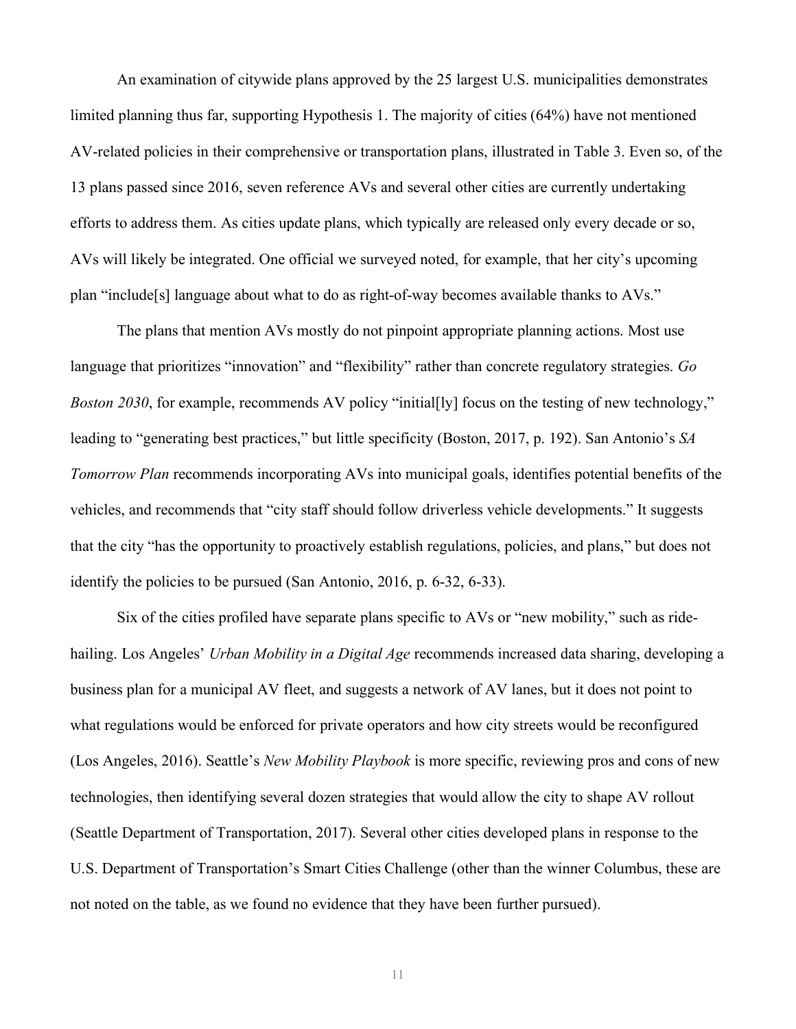An examination of citywide plans approved by the 25 largest U.S. municipalities demonstrates limited planning thus far, supporting Hypothesis 1. The majority of cities (64%) have not mentioned AV-related policies in their comprehensive or transportation plans, illustrated in Table 3. Even so, of the 13 plans passed since 2016, seven reference AVs and several other cities are currently undertaking efforts to address them. As cities update plans, which typically are released only every decade or so, AVs will likely be integrated. One official we surveyed noted, for example, that her city's upcoming plan "include[s] language about what to do as right-of-way becomes available thanks to AVs."

The plans that mention AVs mostly do not pinpoint appropriate planning actions. Most use language that prioritizes "innovation" and "flexibility" rather than concrete regulatory strategies. *Go Boston 2030*, for example, recommends AV policy "initial[ly] focus on the testing of new technology," leading to "generating best practices," but little specificity (Boston, 2017, p. 192). San Antonio's *SA Tomorrow Plan* recommends incorporating AVs into municipal goals, identifies potential benefits of the vehicles, and recommends that "city staff should follow driverless vehicle developments." It suggests that the city "has the opportunity to proactively establish regulations, policies, and plans," but does not identify the policies to be pursued (San Antonio, 2016, p. 6-32, 6-33).

Six of the cities profiled have separate plans specific to AVs or "new mobility," such as ride-hailing. Los Angeles' *Urban Mobility in a Digital Age* recommends increased data sharing, developing a business plan for a municipal AV fleet, and suggests a network of AV lanes, but it does not point to what regulations would be enforced for private operators and how city streets would be reconfigured (Los Angeles, 2016). Seattle's *New Mobility Playbook* is more specific, reviewing pros and cons of new technologies, then identifying several dozen strategies that would allow the city to shape AV rollout (Seattle Department of Transportation, 2017). Several other cities developed plans in response to the U.S. Department of Transportation's Smart Cities Challenge (other than the winner Columbus, these are not noted on the table, as we found no evidence that they have been further pursued).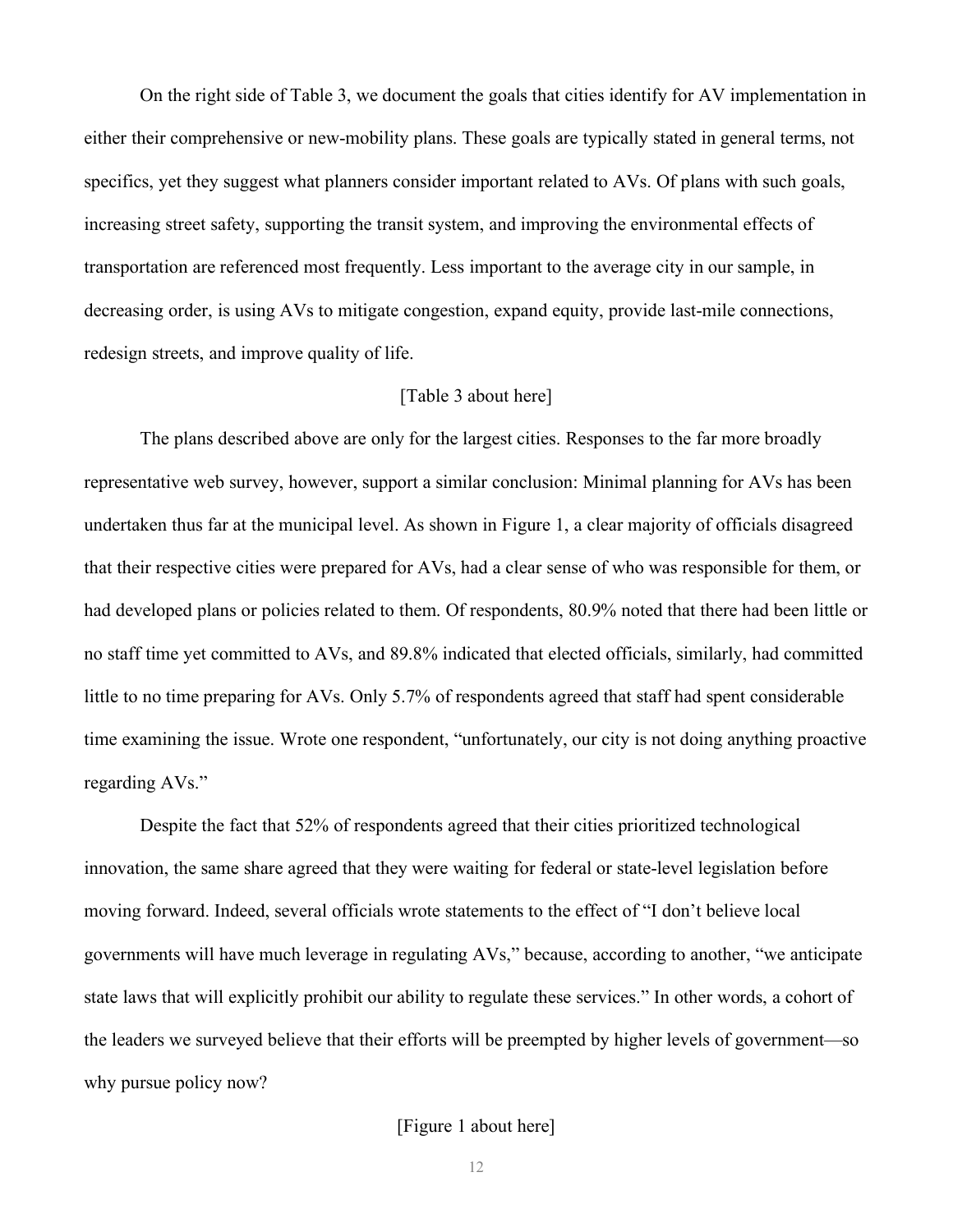On the right side of Table 3, we document the goals that cities identify for AV implementation in either their comprehensive or new-mobility plans. These goals are typically stated in general terms, not specifics, yet they suggest what planners consider important related to AVs. Of plans with such goals, increasing street safety, supporting the transit system, and improving the environmental effects of transportation are referenced most frequently. Less important to the average city in our sample, in decreasing order, is using AVs to mitigate congestion, expand equity, provide last-mile connections, redesign streets, and improve quality of life.

[Table 3 about here]

The plans described above are only for the largest cities. Responses to the far more broadly representative web survey, however, support a similar conclusion: Minimal planning for AVs has been undertaken thus far at the municipal level. As shown in Figure 1, a clear majority of officials disagreed that their respective cities were prepared for AVs, had a clear sense of who was responsible for them, or had developed plans or policies related to them. Of respondents, 80.9% noted that there had been little or no staff time yet committed to AVs, and 89.8% indicated that elected officials, similarly, had committed little to no time preparing for AVs. Only 5.7% of respondents agreed that staff had spent considerable time examining the issue. Wrote one respondent, "unfortunately, our city is not doing anything proactive regarding AVs."

Despite the fact that 52% of respondents agreed that their cities prioritized technological innovation, the same share agreed that they were waiting for federal or state-level legislation before moving forward. Indeed, several officials wrote statements to the effect of "I don't believe local governments will have much leverage in regulating AVs," because, according to another, "we anticipate state laws that will explicitly prohibit our ability to regulate these services." In other words, a cohort of the leaders we surveyed believe that their efforts will be preempted by higher levels of government—so why pursue policy now?

[Figure 1 about here]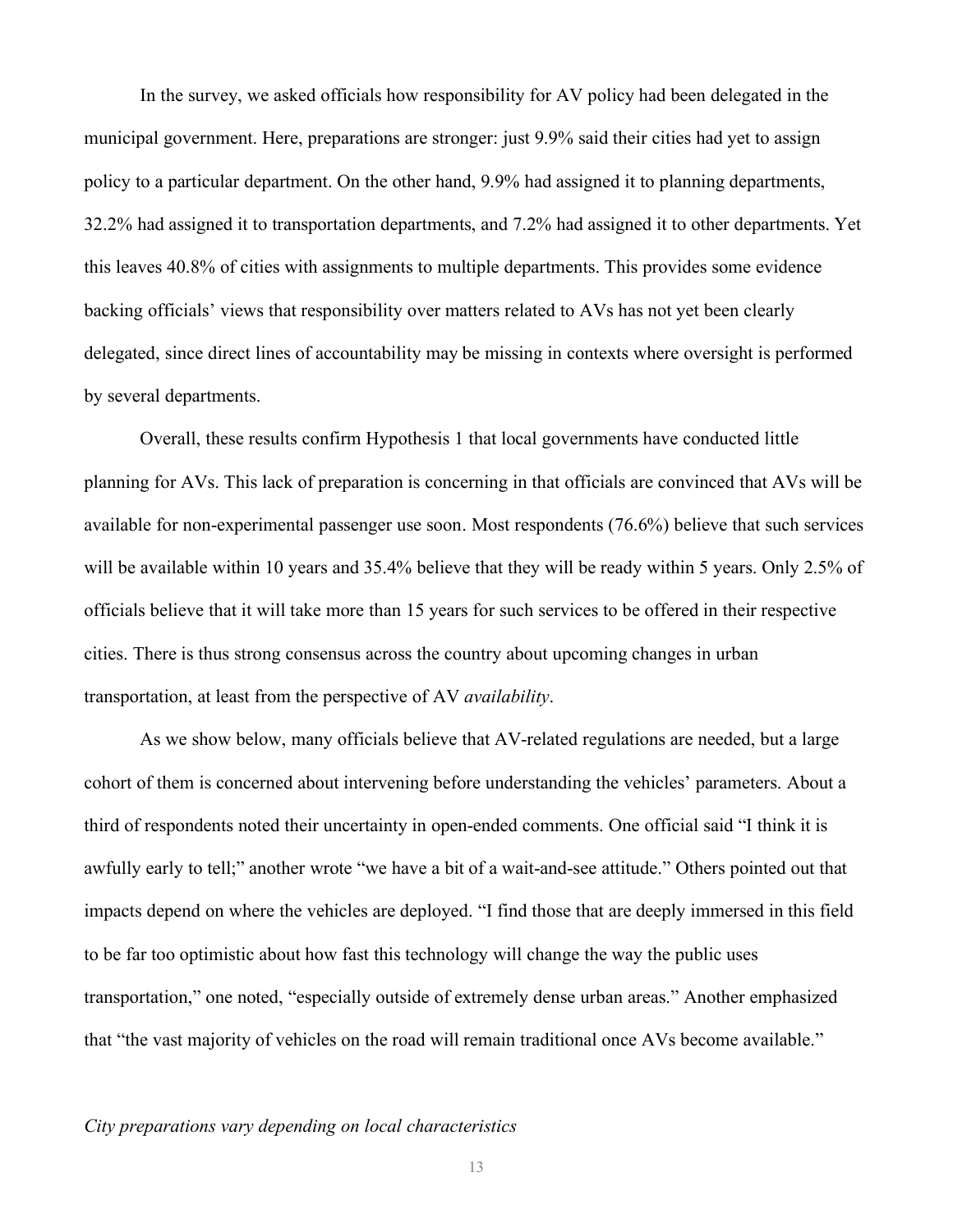In the survey, we asked officials how responsibility for AV policy had been delegated in the municipal government. Here, preparations are stronger: just 9.9% said their cities had yet to assign policy to a particular department. On the other hand, 9.9% had assigned it to planning departments, 32.2% had assigned it to transportation departments, and 7.2% had assigned it to other departments. Yet this leaves 40.8% of cities with assignments to multiple departments. This provides some evidence backing officials' views that responsibility over matters related to AVs has not yet been clearly delegated, since direct lines of accountability may be missing in contexts where oversight is performed by several departments.

Overall, these results confirm Hypothesis 1 that local governments have conducted little planning for AVs. This lack of preparation is concerning in that officials are convinced that AVs will be available for non-experimental passenger use soon. Most respondents (76.6%) believe that such services will be available within 10 years and 35.4% believe that they will be ready within 5 years. Only 2.5% of officials believe that it will take more than 15 years for such services to be offered in their respective cities. There is thus strong consensus across the country about upcoming changes in urban transportation, at least from the perspective of AV *availability*.

As we show below, many officials believe that AV-related regulations are needed, but a large cohort of them is concerned about intervening before understanding the vehicles' parameters. About a third of respondents noted their uncertainty in open-ended comments. One official said "I think it is awfully early to tell;" another wrote "we have a bit of a wait-and-see attitude." Others pointed out that impacts depend on where the vehicles are deployed. "I find those that are deeply immersed in this field to be far too optimistic about how fast this technology will change the way the public uses transportation," one noted, "especially outside of extremely dense urban areas." Another emphasized that "the vast majority of vehicles on the road will remain traditional once AVs become available."

*City preparations vary depending on local characteristics*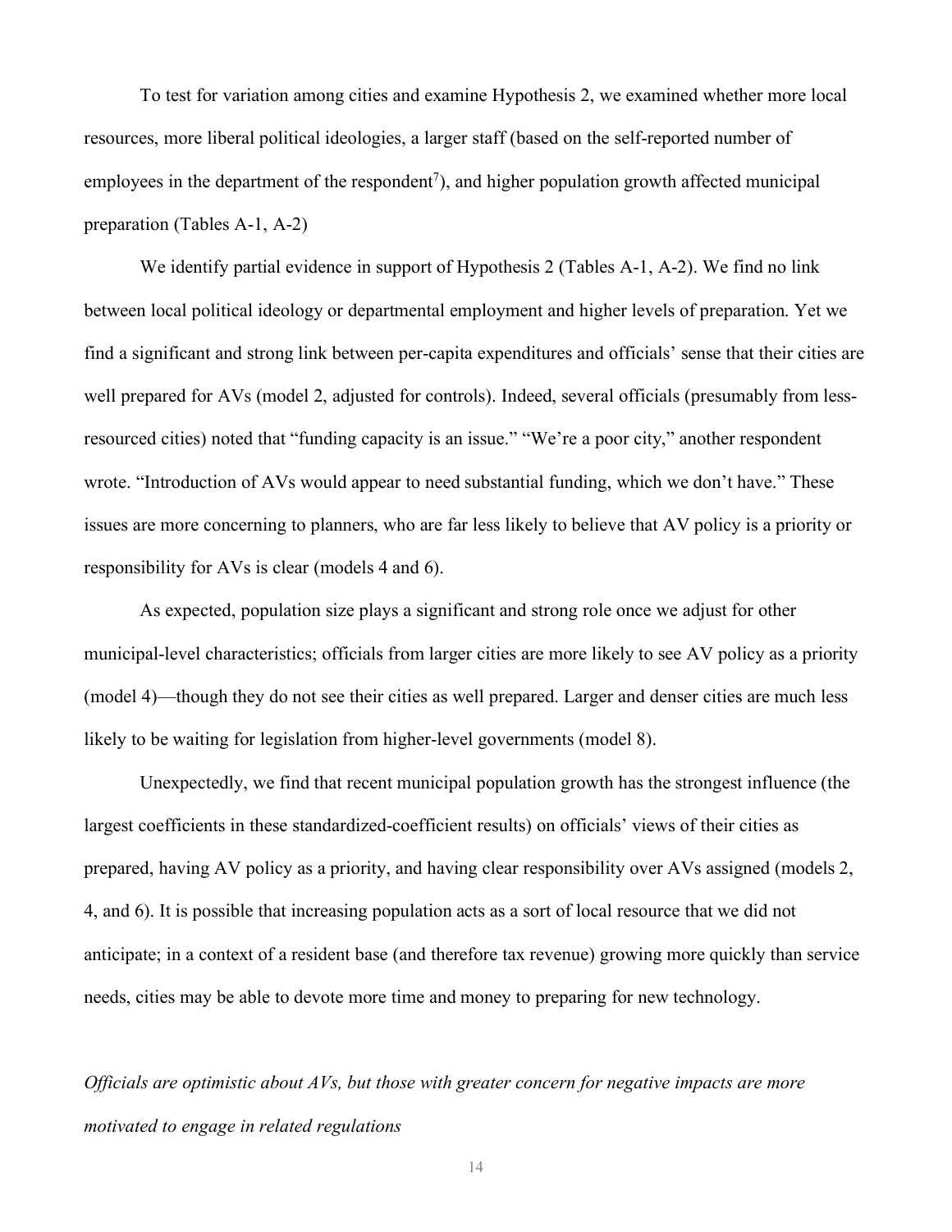To test for variation among cities and examine Hypothesis 2, we examined whether more local resources, more liberal political ideologies, a larger staff (based on the self-reported number of employees in the department of the respondent[7]), and higher population growth affected municipal preparation (Tables A-1, A-2)

We identify partial evidence in support of Hypothesis 2 (Tables A-1, A-2). We find no link between local political ideology or departmental employment and higher levels of preparation. Yet we find a significant and strong link between per-capita expenditures and officials' sense that their cities are well prepared for AVs (model 2, adjusted for controls). Indeed, several officials (presumably from less-resourced cities) noted that "funding capacity is an issue." "We're a poor city," another respondent wrote. "Introduction of AVs would appear to need substantial funding, which we don't have." These issues are more concerning to planners, who are far less likely to believe that AV policy is a priority or responsibility for AVs is clear (models 4 and 6).

As expected, population size plays a significant and strong role once we adjust for other municipal-level characteristics; officials from larger cities are more likely to see AV policy as a priority (model 4)—though they do not see their cities as well prepared. Larger and denser cities are much less likely to be waiting for legislation from higher-level governments (model 8).

Unexpectedly, we find that recent municipal population growth has the strongest influence (the largest coefficients in these standardized-coefficient results) on officials' views of their cities as prepared, having AV policy as a priority, and having clear responsibility over AVs assigned (models 2, 4, and 6). It is possible that increasing population acts as a sort of local resource that we did not anticipate; in a context of a resident base (and therefore tax revenue) growing more quickly than service needs, cities may be able to devote more time and money to preparing for new technology.

*Officials are optimistic about AVs, but those with greater concern for negative impacts are more motivated to engage in related regulations*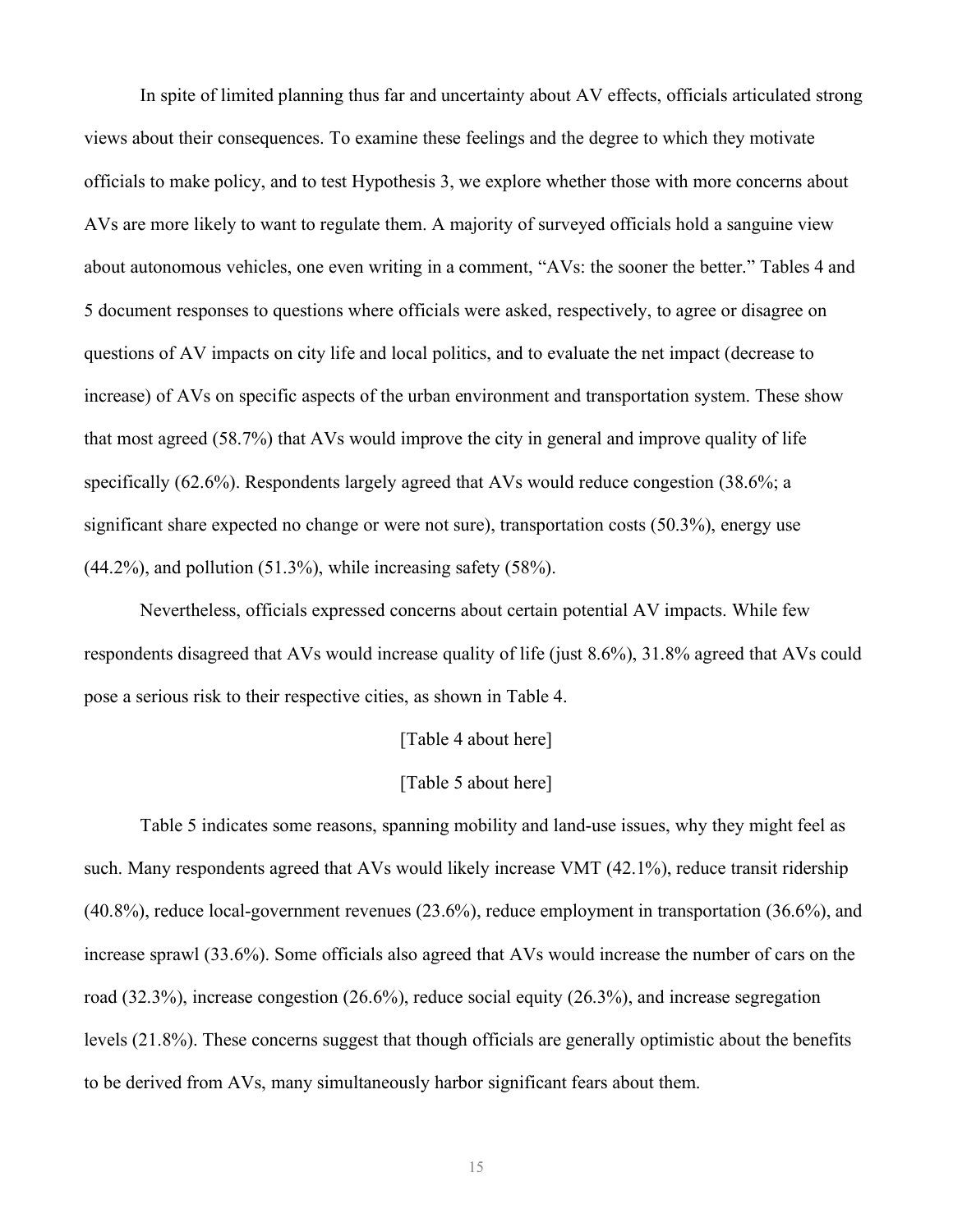In spite of limited planning thus far and uncertainty about AV effects, officials articulated strong views about their consequences. To examine these feelings and the degree to which they motivate officials to make policy, and to test Hypothesis 3, we explore whether those with more concerns about AVs are more likely to want to regulate them. A majority of surveyed officials hold a sanguine view about autonomous vehicles, one even writing in a comment, "AVs: the sooner the better." Tables 4 and 5 document responses to questions where officials were asked, respectively, to agree or disagree on questions of AV impacts on city life and local politics, and to evaluate the net impact (decrease to increase) of AVs on specific aspects of the urban environment and transportation system. These show that most agreed (58.7%) that AVs would improve the city in general and improve quality of life specifically (62.6%). Respondents largely agreed that AVs would reduce congestion (38.6%; a significant share expected no change or were not sure), transportation costs (50.3%), energy use (44.2%), and pollution (51.3%), while increasing safety (58%).

Nevertheless, officials expressed concerns about certain potential AV impacts. While few respondents disagreed that AVs would increase quality of life (just 8.6%), 31.8% agreed that AVs could pose a serious risk to their respective cities, as shown in Table 4.

[Table 4 about here]

[Table 5 about here]

Table 5 indicates some reasons, spanning mobility and land-use issues, why they might feel as such. Many respondents agreed that AVs would likely increase VMT (42.1%), reduce transit ridership (40.8%), reduce local-government revenues (23.6%), reduce employment in transportation (36.6%), and increase sprawl (33.6%). Some officials also agreed that AVs would increase the number of cars on the road (32.3%), increase congestion (26.6%), reduce social equity (26.3%), and increase segregation levels (21.8%). These concerns suggest that though officials are generally optimistic about the benefits to be derived from AVs, many simultaneously harbor significant fears about them.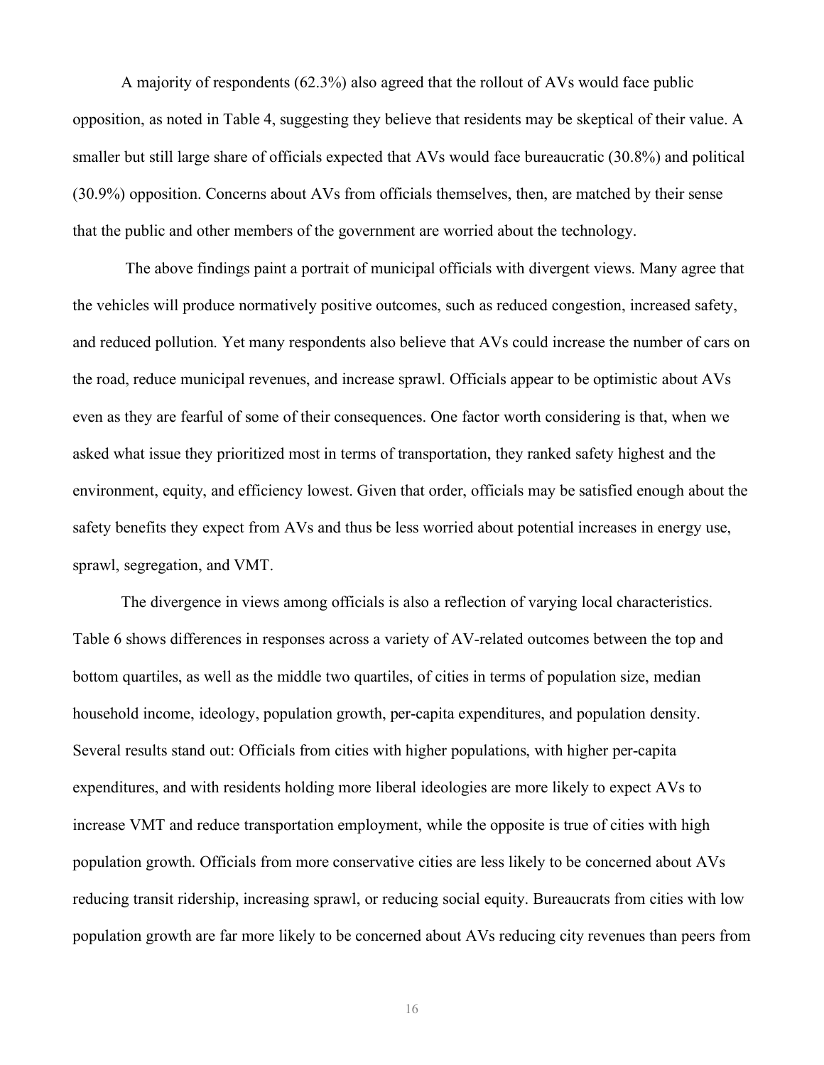A majority of respondents (62.3%) also agreed that the rollout of AVs would face public opposition, as noted in Table 4, suggesting they believe that residents may be skeptical of their value. A smaller but still large share of officials expected that AVs would face bureaucratic (30.8%) and political (30.9%) opposition. Concerns about AVs from officials themselves, then, are matched by their sense that the public and other members of the government are worried about the technology.

The above findings paint a portrait of municipal officials with divergent views. Many agree that the vehicles will produce normatively positive outcomes, such as reduced congestion, increased safety, and reduced pollution. Yet many respondents also believe that AVs could increase the number of cars on the road, reduce municipal revenues, and increase sprawl. Officials appear to be optimistic about AVs even as they are fearful of some of their consequences. One factor worth considering is that, when we asked what issue they prioritized most in terms of transportation, they ranked safety highest and the environment, equity, and efficiency lowest. Given that order, officials may be satisfied enough about the safety benefits they expect from AVs and thus be less worried about potential increases in energy use, sprawl, segregation, and VMT.

The divergence in views among officials is also a reflection of varying local characteristics. Table 6 shows differences in responses across a variety of AV-related outcomes between the top and bottom quartiles, as well as the middle two quartiles, of cities in terms of population size, median household income, ideology, population growth, per-capita expenditures, and population density. Several results stand out: Officials from cities with higher populations, with higher per-capita expenditures, and with residents holding more liberal ideologies are more likely to expect AVs to increase VMT and reduce transportation employment, while the opposite is true of cities with high population growth. Officials from more conservative cities are less likely to be concerned about AVs reducing transit ridership, increasing sprawl, or reducing social equity. Bureaucrats from cities with low population growth are far more likely to be concerned about AVs reducing city revenues than peers from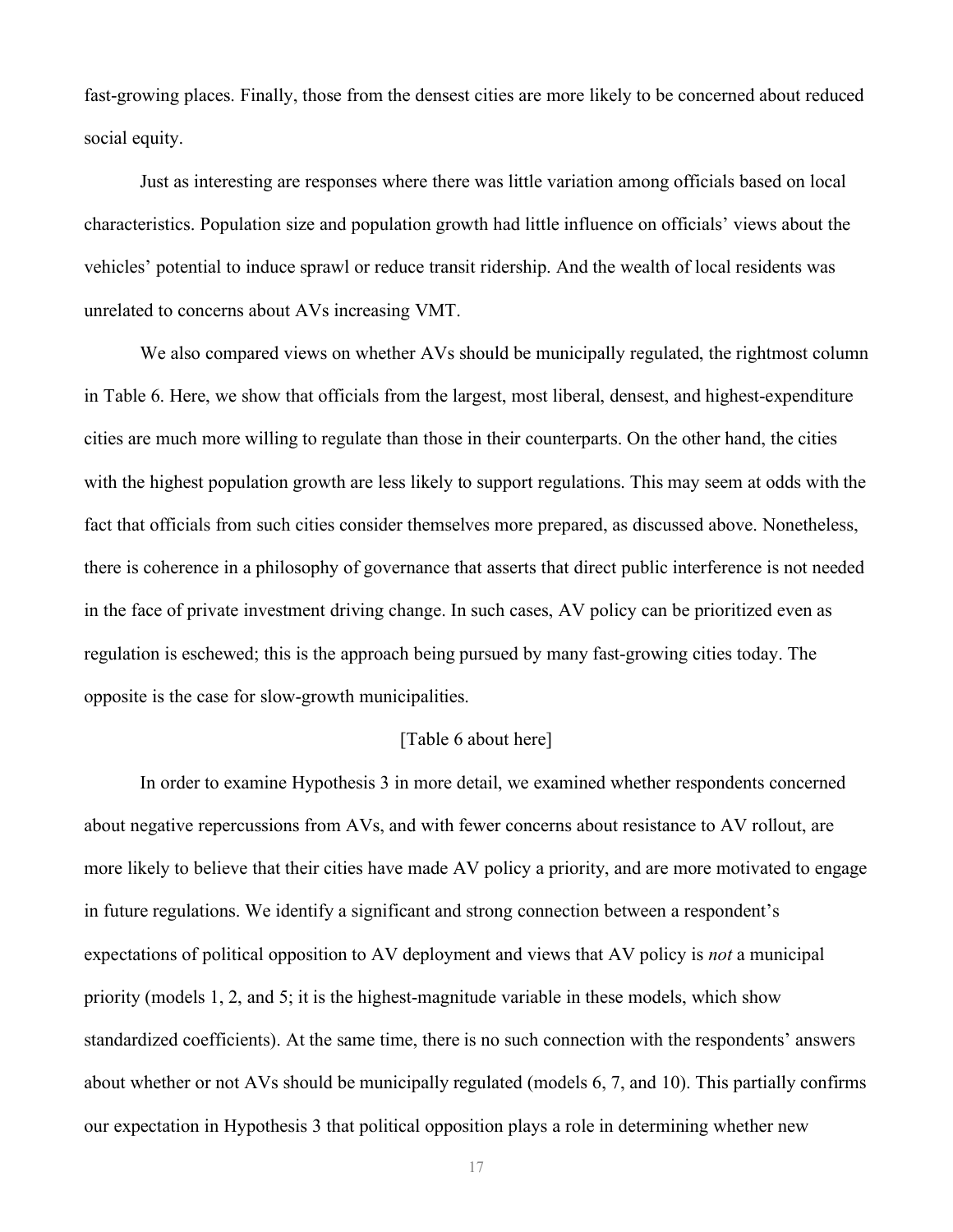fast-growing places. Finally, those from the densest cities are more likely to be concerned about reduced social equity.

Just as interesting are responses where there was little variation among officials based on local characteristics. Population size and population growth had little influence on officials' views about the vehicles' potential to induce sprawl or reduce transit ridership. And the wealth of local residents was unrelated to concerns about AVs increasing VMT.

We also compared views on whether AVs should be municipally regulated, the rightmost column in Table 6. Here, we show that officials from the largest, most liberal, densest, and highest-expenditure cities are much more willing to regulate than those in their counterparts. On the other hand, the cities with the highest population growth are less likely to support regulations. This may seem at odds with the fact that officials from such cities consider themselves more prepared, as discussed above. Nonetheless, there is coherence in a philosophy of governance that asserts that direct public interference is not needed in the face of private investment driving change. In such cases, AV policy can be prioritized even as regulation is eschewed; this is the approach being pursued by many fast-growing cities today. The opposite is the case for slow-growth municipalities.

[Table 6 about here]

In order to examine Hypothesis 3 in more detail, we examined whether respondents concerned about negative repercussions from AVs, and with fewer concerns about resistance to AV rollout, are more likely to believe that their cities have made AV policy a priority, and are more motivated to engage in future regulations. We identify a significant and strong connection between a respondent's expectations of political opposition to AV deployment and views that AV policy is *not* a municipal priority (models 1, 2, and 5; it is the highest-magnitude variable in these models, which show standardized coefficients). At the same time, there is no such connection with the respondents' answers about whether or not AVs should be municipally regulated (models 6, 7, and 10). This partially confirms our expectation in Hypothesis 3 that political opposition plays a role in determining whether new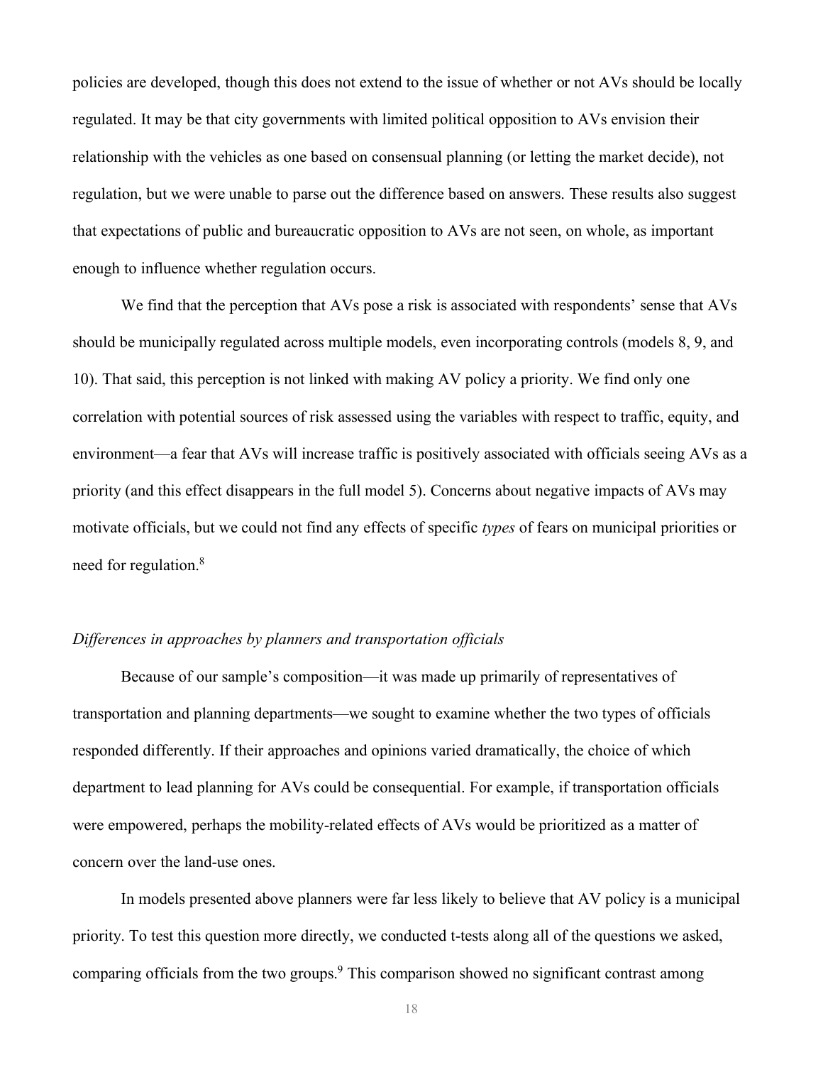policies are developed, though this does not extend to the issue of whether or not AVs should be locally regulated. It may be that city governments with limited political opposition to AVs envision their relationship with the vehicles as one based on consensual planning (or letting the market decide), not regulation, but we were unable to parse out the difference based on answers. These results also suggest that expectations of public and bureaucratic opposition to AVs are not seen, on whole, as important enough to influence whether regulation occurs.

We find that the perception that AVs pose a risk is associated with respondents' sense that AVs should be municipally regulated across multiple models, even incorporating controls (models 8, 9, and 10). That said, this perception is not linked with making AV policy a priority. We find only one correlation with potential sources of risk assessed using the variables with respect to traffic, equity, and environment—a fear that AVs will increase traffic is positively associated with officials seeing AVs as a priority (and this effect disappears in the full model 5). Concerns about negative impacts of AVs may motivate officials, but we could not find any effects of specific *types* of fears on municipal priorities or need for regulation.[8]

### *Differences in approaches by planners and transportation officials*

Because of our sample's composition—it was made up primarily of representatives of transportation and planning departments—we sought to examine whether the two types of officials responded differently. If their approaches and opinions varied dramatically, the choice of which department to lead planning for AVs could be consequential. For example, if transportation officials were empowered, perhaps the mobility-related effects of AVs would be prioritized as a matter of concern over the land-use ones.

In models presented above planners were far less likely to believe that AV policy is a municipal priority. To test this question more directly, we conducted t-tests along all of the questions we asked, comparing officials from the two groups.[9] This comparison showed no significant contrast among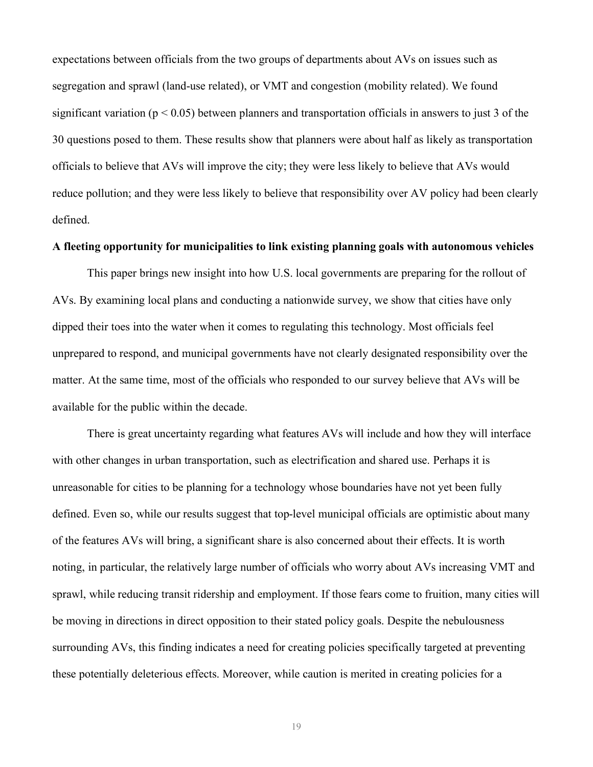expectations between officials from the two groups of departments about AVs on issues such as segregation and sprawl (land-use related), or VMT and congestion (mobility related). We found significant variation ($p < 0.05$) between planners and transportation officials in answers to just 3 of the 30 questions posed to them. These results show that planners were about half as likely as transportation officials to believe that AVs will improve the city; they were less likely to believe that AVs would reduce pollution; and they were less likely to believe that responsibility over AV policy had been clearly defined.

**A fleeting opportunity for municipalities to link existing planning goals with autonomous vehicles**

This paper brings new insight into how U.S. local governments are preparing for the rollout of AVs. By examining local plans and conducting a nationwide survey, we show that cities have only dipped their toes into the water when it comes to regulating this technology. Most officials feel unprepared to respond, and municipal governments have not clearly designated responsibility over the matter. At the same time, most of the officials who responded to our survey believe that AVs will be available for the public within the decade.

There is great uncertainty regarding what features AVs will include and how they will interface with other changes in urban transportation, such as electrification and shared use. Perhaps it is unreasonable for cities to be planning for a technology whose boundaries have not yet been fully defined. Even so, while our results suggest that top-level municipal officials are optimistic about many of the features AVs will bring, a significant share is also concerned about their effects. It is worth noting, in particular, the relatively large number of officials who worry about AVs increasing VMT and sprawl, while reducing transit ridership and employment. If those fears come to fruition, many cities will be moving in directions in direct opposition to their stated policy goals. Despite the nebulousness surrounding AVs, this finding indicates a need for creating policies specifically targeted at preventing these potentially deleterious effects. Moreover, while caution is merited in creating policies for a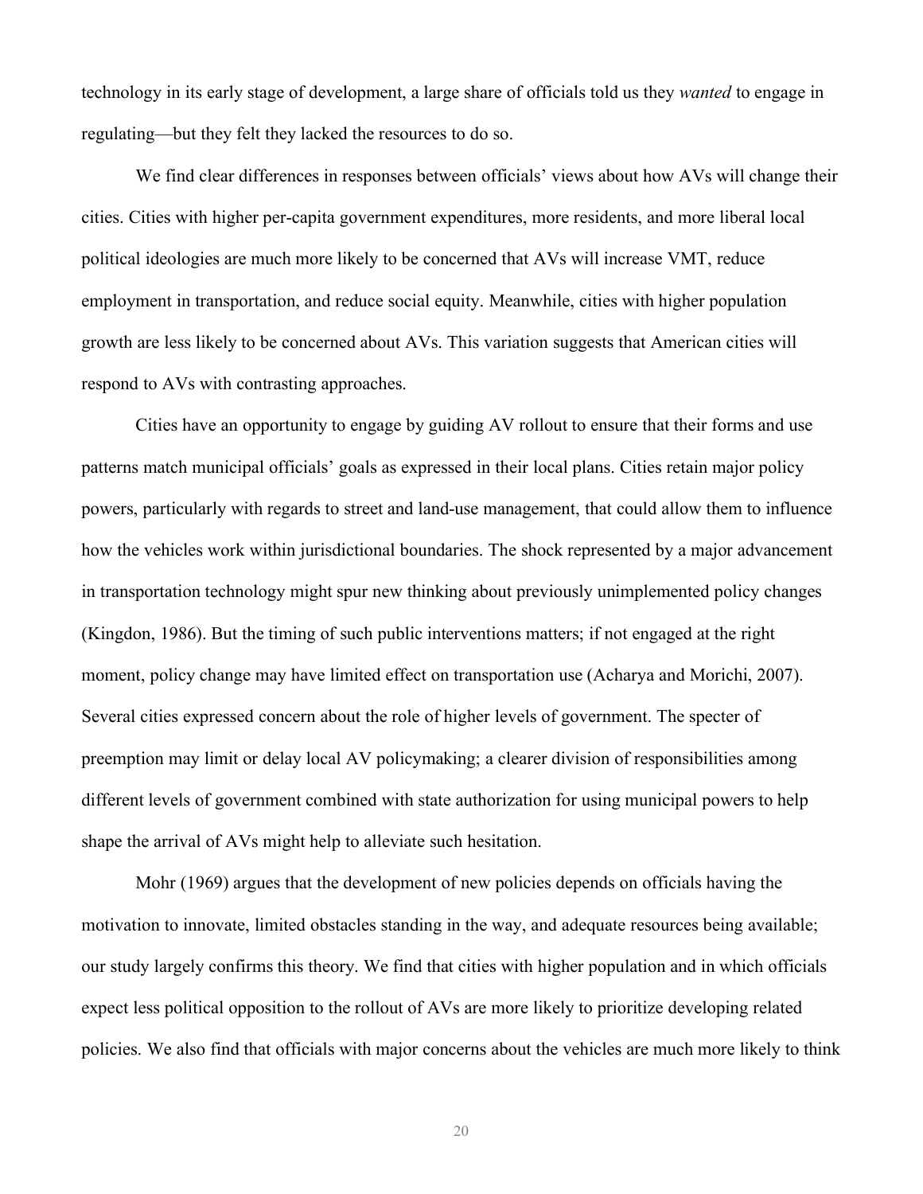technology in its early stage of development, a large share of officials told us they *wanted* to engage in regulating—but they felt they lacked the resources to do so.

We find clear differences in responses between officials' views about how AVs will change their cities. Cities with higher per-capita government expenditures, more residents, and more liberal local political ideologies are much more likely to be concerned that AVs will increase VMT, reduce employment in transportation, and reduce social equity. Meanwhile, cities with higher population growth are less likely to be concerned about AVs. This variation suggests that American cities will respond to AVs with contrasting approaches.

Cities have an opportunity to engage by guiding AV rollout to ensure that their forms and use patterns match municipal officials' goals as expressed in their local plans. Cities retain major policy powers, particularly with regards to street and land-use management, that could allow them to influence how the vehicles work within jurisdictional boundaries. The shock represented by a major advancement in transportation technology might spur new thinking about previously unimplemented policy changes (Kingdon, 1986). But the timing of such public interventions matters; if not engaged at the right moment, policy change may have limited effect on transportation use (Acharya and Morichi, 2007). Several cities expressed concern about the role of higher levels of government. The specter of preemption may limit or delay local AV policymaking; a clearer division of responsibilities among different levels of government combined with state authorization for using municipal powers to help shape the arrival of AVs might help to alleviate such hesitation.

Mohr (1969) argues that the development of new policies depends on officials having the motivation to innovate, limited obstacles standing in the way, and adequate resources being available; our study largely confirms this theory. We find that cities with higher population and in which officials expect less political opposition to the rollout of AVs are more likely to prioritize developing related policies. We also find that officials with major concerns about the vehicles are much more likely to think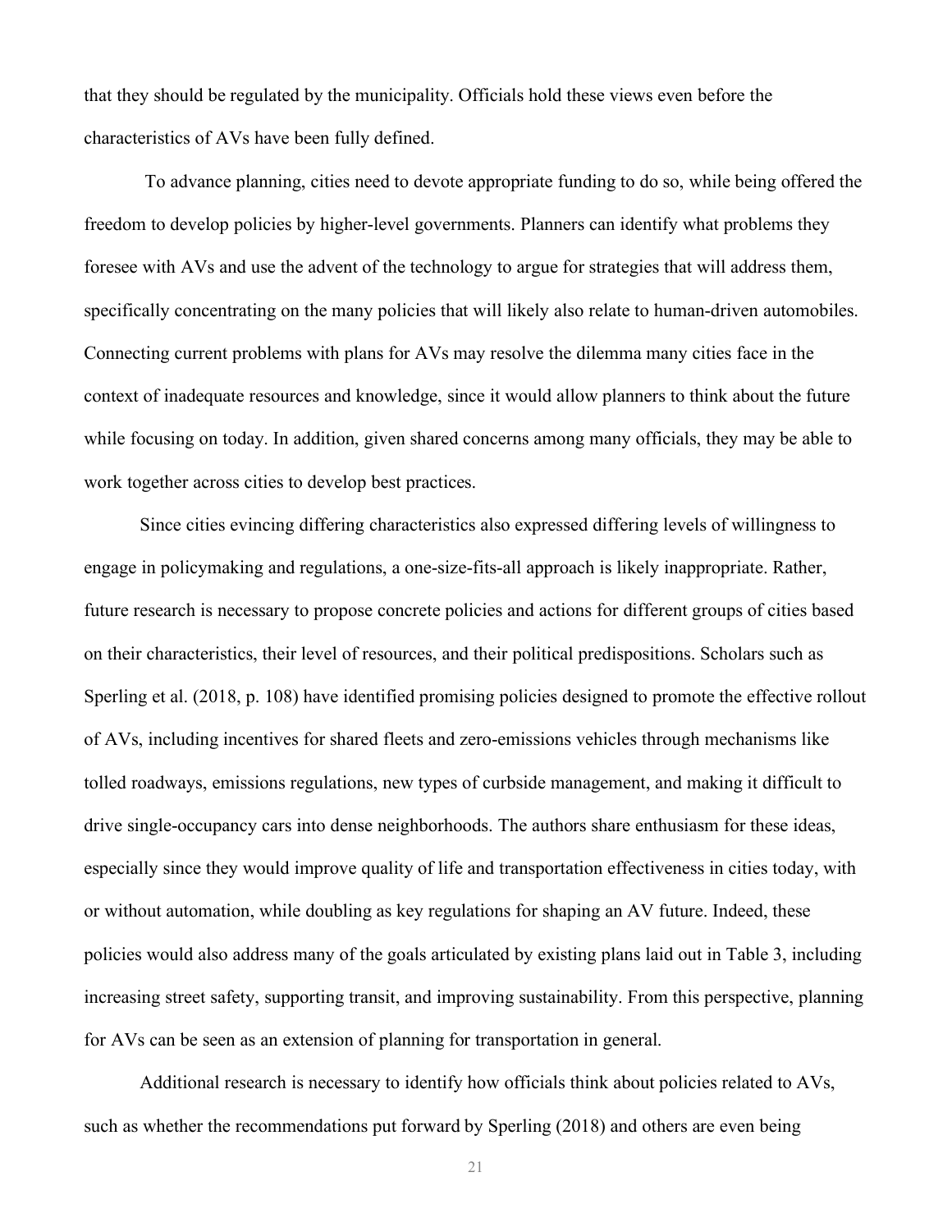that they should be regulated by the municipality. Officials hold these views even before the characteristics of AVs have been fully defined.

To advance planning, cities need to devote appropriate funding to do so, while being offered the freedom to develop policies by higher-level governments. Planners can identify what problems they foresee with AVs and use the advent of the technology to argue for strategies that will address them, specifically concentrating on the many policies that will likely also relate to human-driven automobiles. Connecting current problems with plans for AVs may resolve the dilemma many cities face in the context of inadequate resources and knowledge, since it would allow planners to think about the future while focusing on today. In addition, given shared concerns among many officials, they may be able to work together across cities to develop best practices.

Since cities evincing differing characteristics also expressed differing levels of willingness to engage in policymaking and regulations, a one-size-fits-all approach is likely inappropriate. Rather, future research is necessary to propose concrete policies and actions for different groups of cities based on their characteristics, their level of resources, and their political predispositions. Scholars such as Sperling et al. (2018, p. 108) have identified promising policies designed to promote the effective rollout of AVs, including incentives for shared fleets and zero-emissions vehicles through mechanisms like tolled roadways, emissions regulations, new types of curbside management, and making it difficult to drive single-occupancy cars into dense neighborhoods. The authors share enthusiasm for these ideas, especially since they would improve quality of life and transportation effectiveness in cities today, with or without automation, while doubling as key regulations for shaping an AV future. Indeed, these policies would also address many of the goals articulated by existing plans laid out in Table 3, including increasing street safety, supporting transit, and improving sustainability. From this perspective, planning for AVs can be seen as an extension of planning for transportation in general.

Additional research is necessary to identify how officials think about policies related to AVs, such as whether the recommendations put forward by Sperling (2018) and others are even being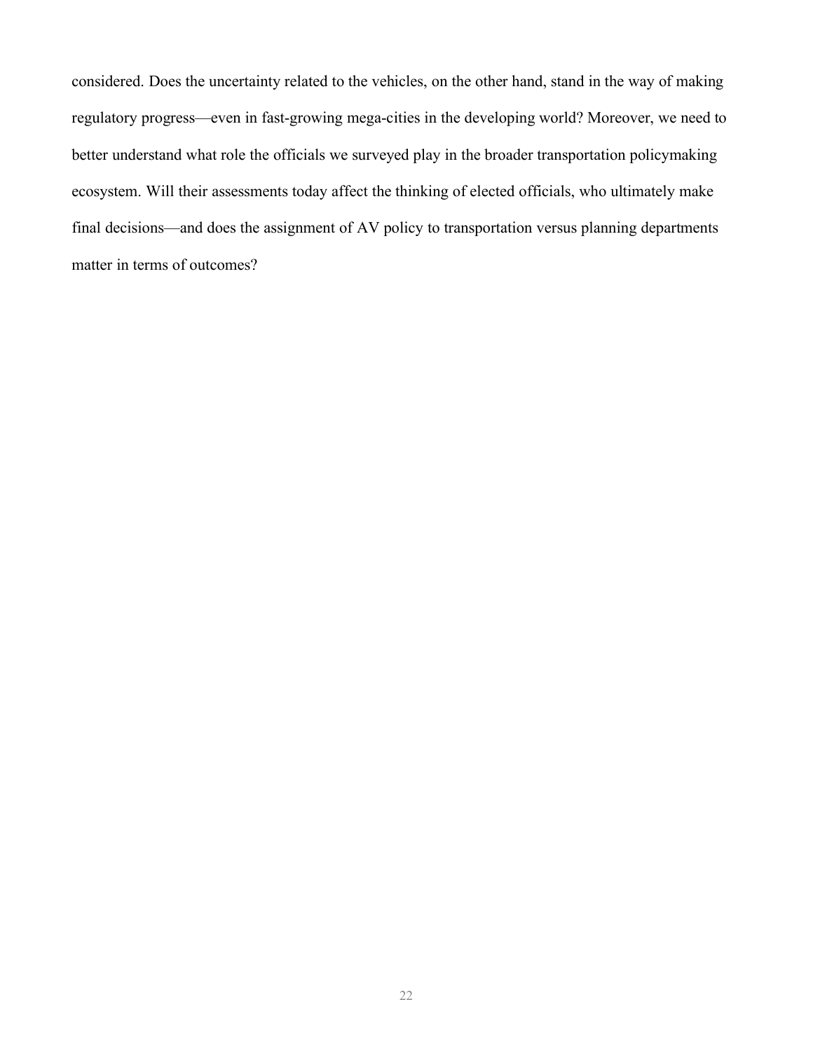considered. Does the uncertainty related to the vehicles, on the other hand, stand in the way of making regulatory progress—even in fast-growing mega-cities in the developing world? Moreover, we need to better understand what role the officials we surveyed play in the broader transportation policymaking ecosystem. Will their assessments today affect the thinking of elected officials, who ultimately make final decisions—and does the assignment of AV policy to transportation versus planning departments matter in terms of outcomes?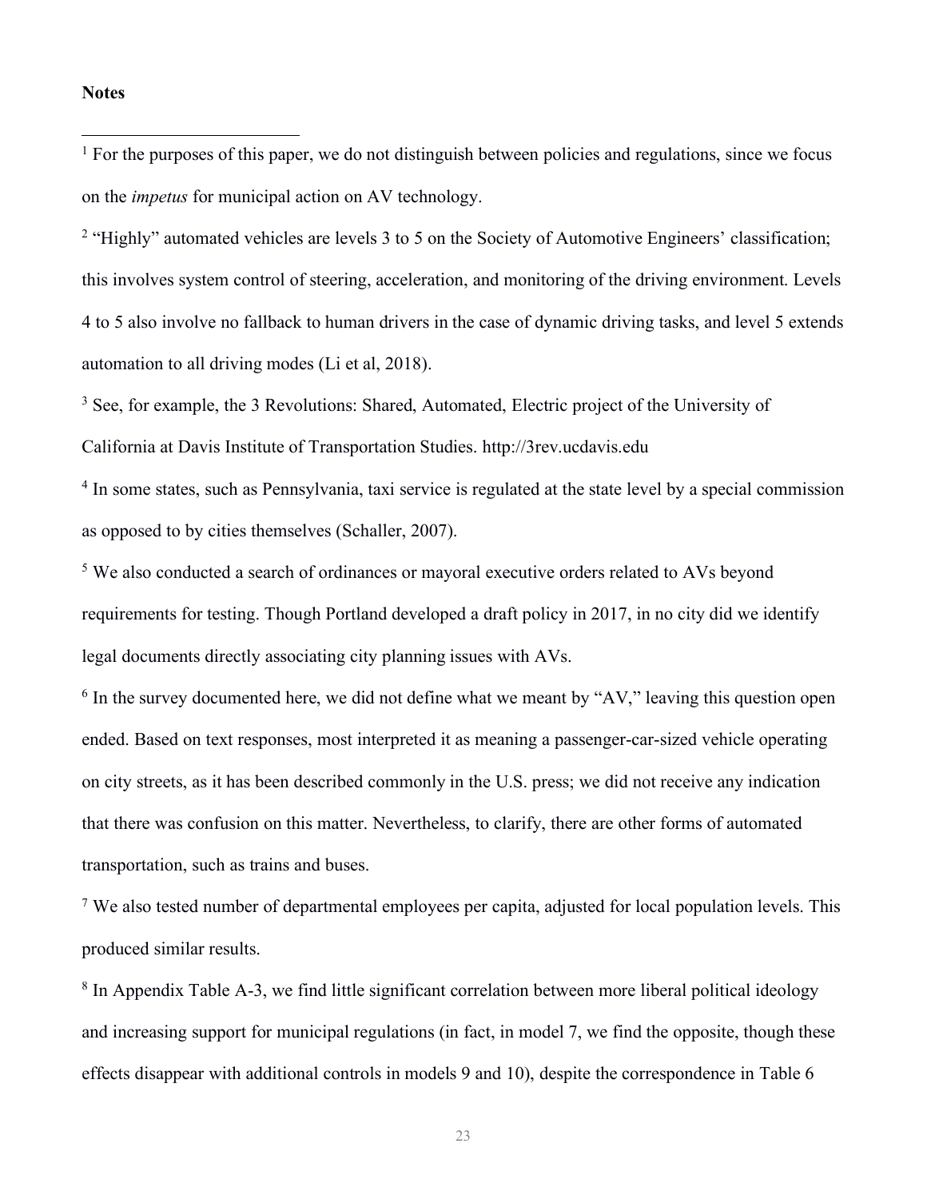**Notes**

[1] For the purposes of this paper, we do not distinguish between policies and regulations, since we focus on the *impetus* for municipal action on AV technology.

[2] "Highly" automated vehicles are levels 3 to 5 on the Society of Automotive Engineers' classification; this involves system control of steering, acceleration, and monitoring of the driving environment. Levels 4 to 5 also involve no fallback to human drivers in the case of dynamic driving tasks, and level 5 extends automation to all driving modes (Li et al, 2018).

[3] See, for example, the 3 Revolutions: Shared, Automated, Electric project of the University of California at Davis Institute of Transportation Studies. http://3rev.ucdavis.edu

[4] In some states, such as Pennsylvania, taxi service is regulated at the state level by a special commission as opposed to by cities themselves (Schaller, 2007).

[5] We also conducted a search of ordinances or mayoral executive orders related to AVs beyond requirements for testing. Though Portland developed a draft policy in 2017, in no city did we identify legal documents directly associating city planning issues with AVs.

[6] In the survey documented here, we did not define what we meant by "AV," leaving this question open ended. Based on text responses, most interpreted it as meaning a passenger-car-sized vehicle operating on city streets, as it has been described commonly in the U.S. press; we did not receive any indication that there was confusion on this matter. Nevertheless, to clarify, there are other forms of automated transportation, such as trains and buses.

[7] We also tested number of departmental employees per capita, adjusted for local population levels. This produced similar results.

[8] In Appendix Table A-3, we find little significant correlation between more liberal political ideology and increasing support for municipal regulations (in fact, in model 7, we find the opposite, though these effects disappear with additional controls in models 9 and 10), despite the correspondence in Table 6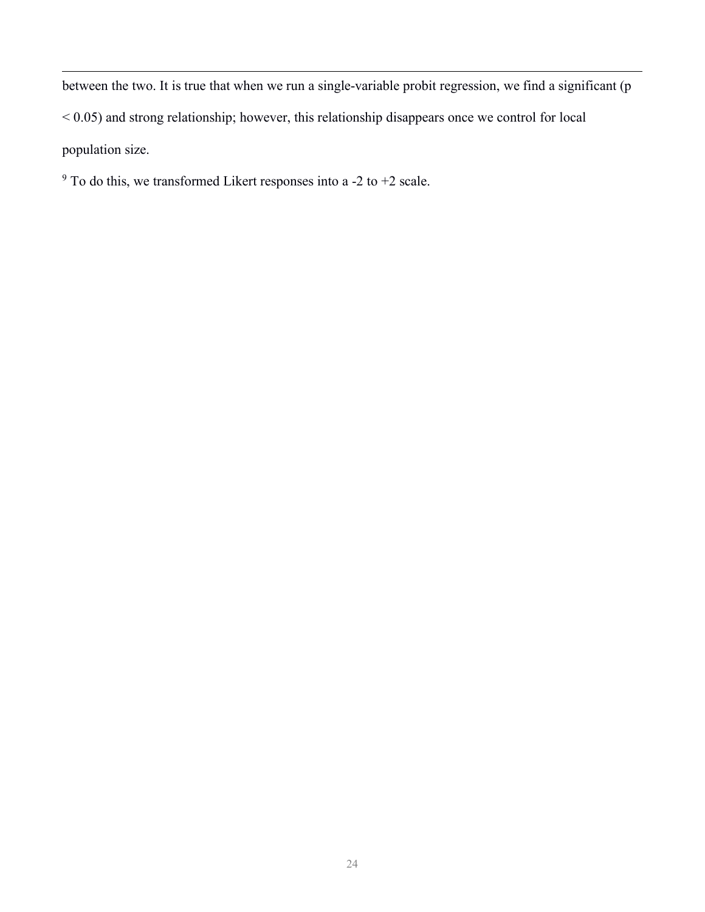between the two. It is true that when we run a single-variable probit regression, we find a significant ($p < 0.05$) and strong relationship; however, this relationship disappears once we control for local population size.

[9] To do this, we transformed Likert responses into a -2 to +2 scale.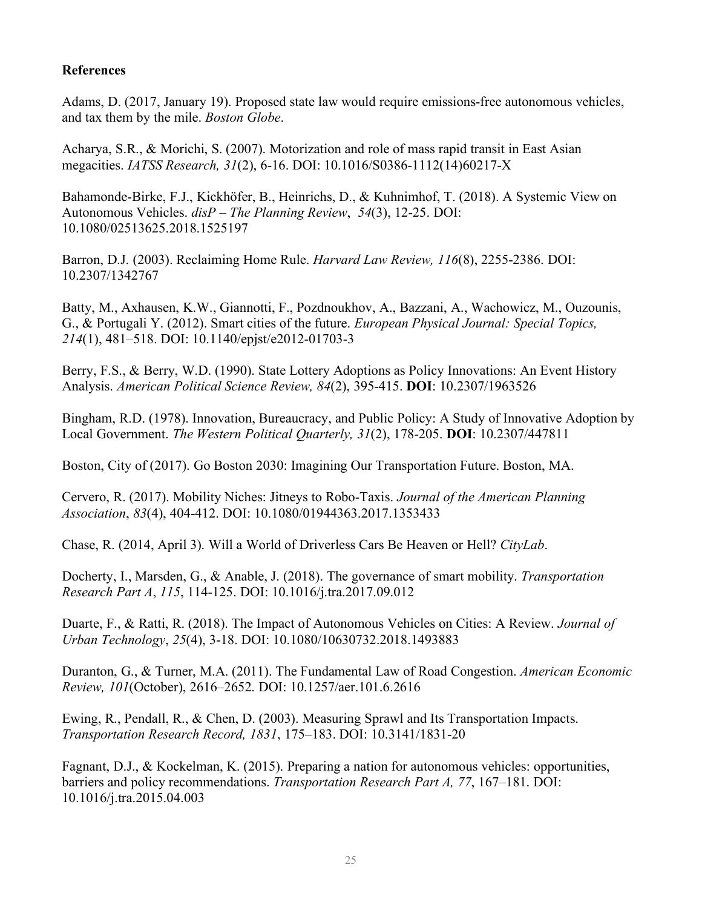**References**

Adams, D. (2017, January 19). Proposed state law would require emissions-free autonomous vehicles, and tax them by the mile. *Boston Globe*.

Acharya, S.R., & Morichi, S. (2007). Motorization and role of mass rapid transit in East Asian megacities. *IATSS Research, 31*(2), 6-16. DOI: 10.1016/S0386-1112(14)60217-X

Bahamonde-Birke, F.J., Kickhöfer, B., Heinrichs, D., & Kuhnimhof, T. (2018). A Systemic View on Autonomous Vehicles. *disP – The Planning Review*, *54*(3), 12-25. DOI: 10.1080/02513625.2018.1525197

Barron, D.J. (2003). Reclaiming Home Rule. *Harvard Law Review, 116*(8), 2255-2386. DOI: 10.2307/1342767

Batty, M., Axhausen, K.W., Giannotti, F., Pozdnoukhov, A., Bazzani, A., Wachowicz, M., Ouzounis, G., & Portugali Y. (2012). Smart cities of the future. *European Physical Journal: Special Topics, 214*(1), 481–518. DOI: 10.1140/epjst/e2012-01703-3

Berry, F.S., & Berry, W.D. (1990). State Lottery Adoptions as Policy Innovations: An Event History Analysis. *American Political Science Review, 84*(2), 395-415. **DOI**: 10.2307/1963526

Bingham, R.D. (1978). Innovation, Bureaucracy, and Public Policy: A Study of Innovative Adoption by Local Government. *The Western Political Quarterly, 31*(2), 178-205. **DOI**: 10.2307/447811

Boston, City of (2017). Go Boston 2030: Imagining Our Transportation Future. Boston, MA.

Cervero, R. (2017). Mobility Niches: Jitneys to Robo-Taxis. *Journal of the American Planning Association*, *83*(4), 404-412. DOI: 10.1080/01944363.2017.1353433

Chase, R. (2014, April 3). Will a World of Driverless Cars Be Heaven or Hell? *CityLab*.

Docherty, I., Marsden, G., & Anable, J. (2018). The governance of smart mobility. *Transportation Research Part A*, *115*, 114-125. DOI: 10.1016/j.tra.2017.09.012

Duarte, F., & Ratti, R. (2018). The Impact of Autonomous Vehicles on Cities: A Review. *Journal of Urban Technology*, *25*(4), 3-18. DOI: 10.1080/10630732.2018.1493883

Duranton, G., & Turner, M.A. (2011). The Fundamental Law of Road Congestion. *American Economic Review, 101*(October), 2616–2652. DOI: 10.1257/aer.101.6.2616

Ewing, R., Pendall, R., & Chen, D. (2003). Measuring Sprawl and Its Transportation Impacts. *Transportation Research Record, 1831*, 175–183. DOI: 10.3141/1831-20

Fagnant, D.J., & Kockelman, K. (2015). Preparing a nation for autonomous vehicles: opportunities, barriers and policy recommendations. *Transportation Research Part A, 77*, 167–181. DOI: 10.1016/j.tra.2015.04.003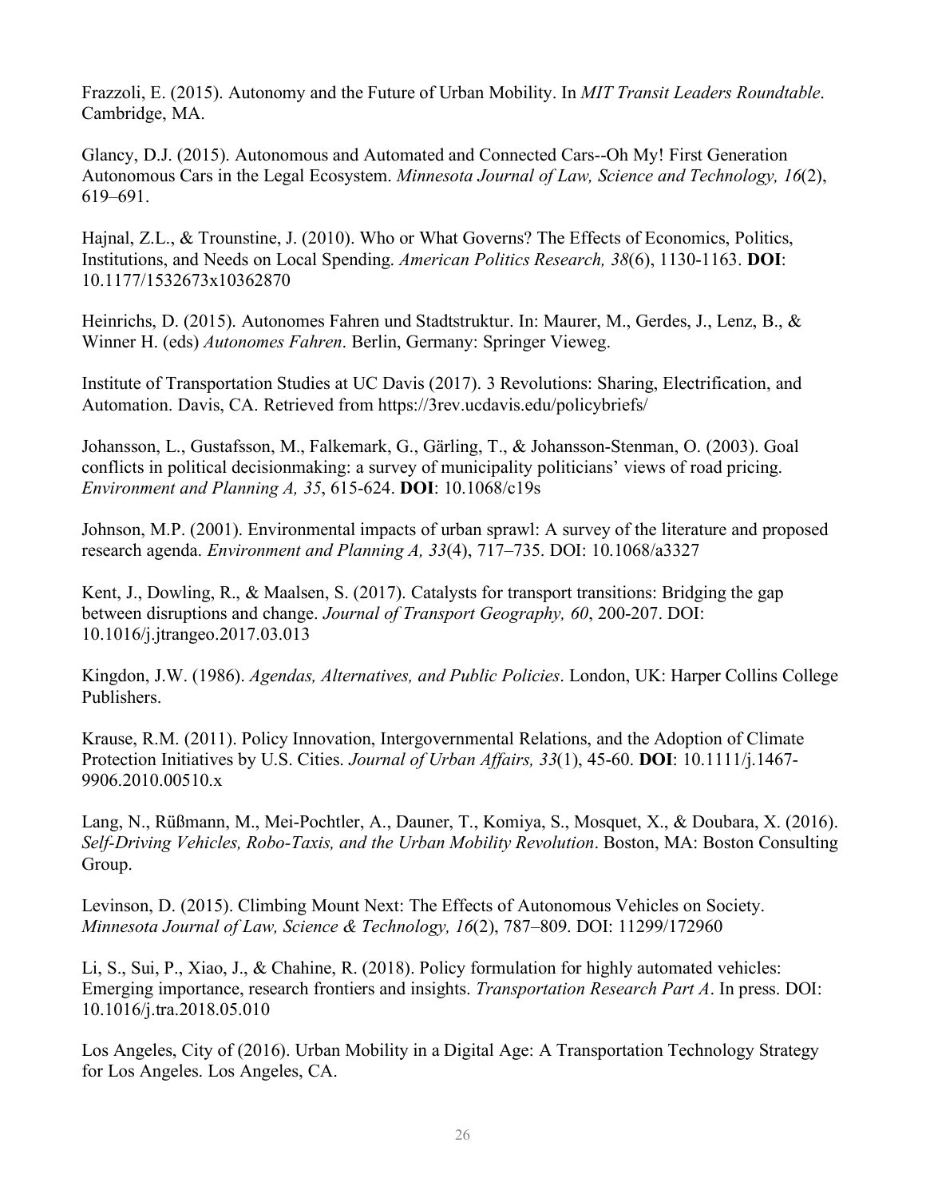Frazzoli, E. (2015). Autonomy and the Future of Urban Mobility. In *MIT Transit Leaders Roundtable*. Cambridge, MA.

Glancy, D.J. (2015). Autonomous and Automated and Connected Cars--Oh My! First Generation Autonomous Cars in the Legal Ecosystem. *Minnesota Journal of Law, Science and Technology, 16*(2), 619–691.

Hajnal, Z.L., & Trounstine, J. (2010). Who or What Governs? The Effects of Economics, Politics, Institutions, and Needs on Local Spending. *American Politics Research, 38*(6), 1130-1163. **DOI**: 10.1177/1532673x10362870

Heinrichs, D. (2015). Autonomes Fahren und Stadtstruktur. In: Maurer, M., Gerdes, J., Lenz, B., & Winner H. (eds) *Autonomes Fahren*. Berlin, Germany: Springer Vieweg.

Institute of Transportation Studies at UC Davis (2017). 3 Revolutions: Sharing, Electrification, and Automation. Davis, CA. Retrieved from https://3rev.ucdavis.edu/policybriefs/

Johansson, L., Gustafsson, M., Falkemark, G., Gärling, T., & Johansson-Stenman, O. (2003). Goal conflicts in political decisionmaking: a survey of municipality politicians' views of road pricing. *Environment and Planning A, 35*, 615-624. **DOI**: 10.1068/c19s

Johnson, M.P. (2001). Environmental impacts of urban sprawl: A survey of the literature and proposed research agenda. *Environment and Planning A, 33*(4), 717–735. DOI: 10.1068/a3327

Kent, J., Dowling, R., & Maalsen, S. (2017). Catalysts for transport transitions: Bridging the gap between disruptions and change. *Journal of Transport Geography, 60*, 200-207. DOI: 10.1016/j.jtrangeo.2017.03.013

Kingdon, J.W. (1986). *Agendas, Alternatives, and Public Policies*. London, UK: Harper Collins College Publishers.

Krause, R.M. (2011). Policy Innovation, Intergovernmental Relations, and the Adoption of Climate Protection Initiatives by U.S. Cities. *Journal of Urban Affairs, 33*(1), 45-60. **DOI**: 10.1111/j.1467-9906.2010.00510.x

Lang, N., Rüßmann, M., Mei-Pochtler, A., Dauner, T., Komiya, S., Mosquet, X., & Doubara, X. (2016). *Self-Driving Vehicles, Robo-Taxis, and the Urban Mobility Revolution*. Boston, MA: Boston Consulting Group.

Levinson, D. (2015). Climbing Mount Next: The Effects of Autonomous Vehicles on Society. *Minnesota Journal of Law, Science & Technology, 16*(2), 787–809. DOI: 11299/172960

Li, S., Sui, P., Xiao, J., & Chahine, R. (2018). Policy formulation for highly automated vehicles: Emerging importance, research frontiers and insights. *Transportation Research Part A*. In press. DOI: 10.1016/j.tra.2018.05.010

Los Angeles, City of (2016). Urban Mobility in a Digital Age: A Transportation Technology Strategy for Los Angeles. Los Angeles, CA.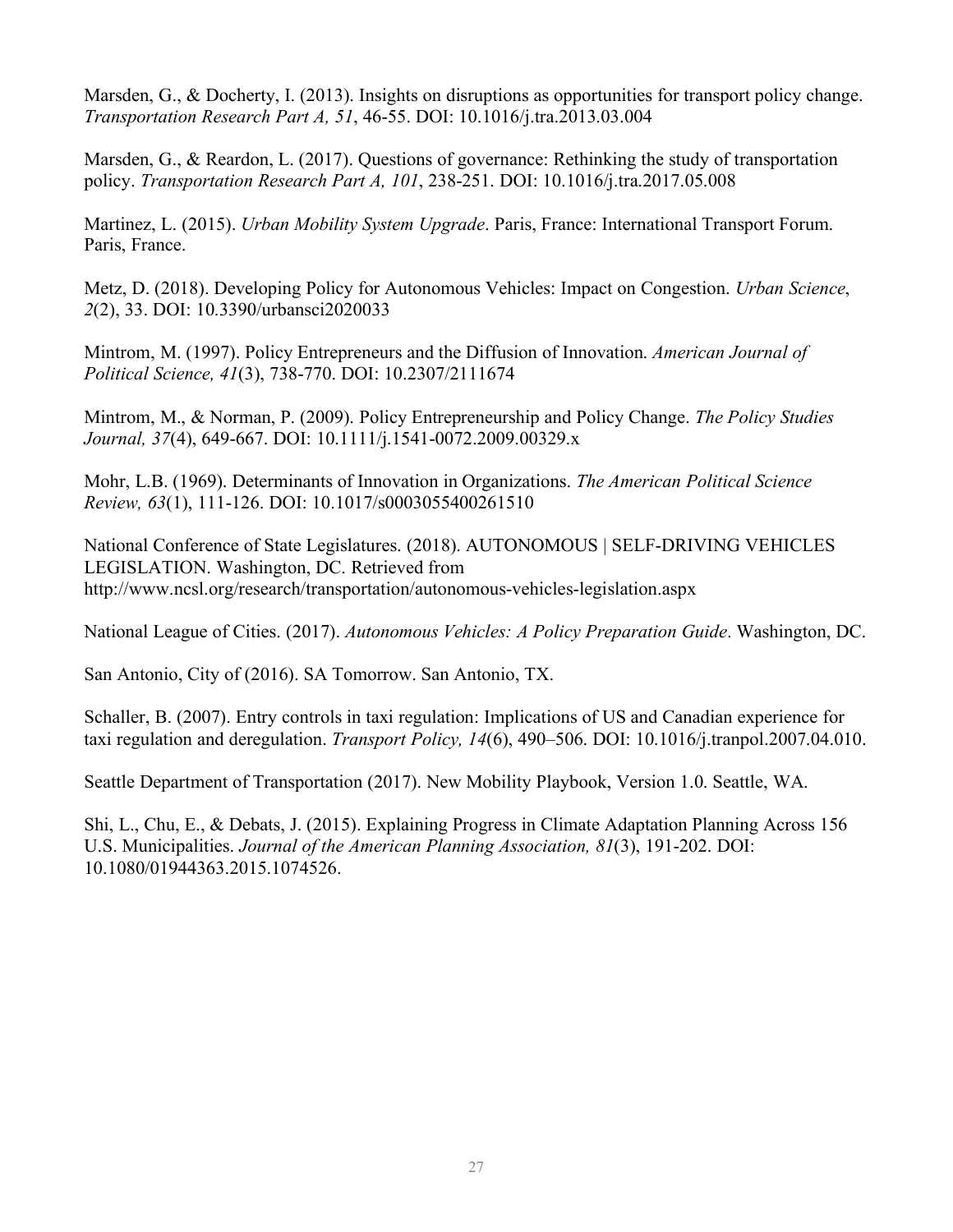Marsden, G., & Docherty, I. (2013). Insights on disruptions as opportunities for transport policy change. *Transportation Research Part A, 51*, 46-55. DOI: 10.1016/j.tra.2013.03.004

Marsden, G., & Reardon, L. (2017). Questions of governance: Rethinking the study of transportation policy. *Transportation Research Part A, 101*, 238-251. DOI: 10.1016/j.tra.2017.05.008

Martinez, L. (2015). *Urban Mobility System Upgrade*. Paris, France: International Transport Forum. Paris, France.

Metz, D. (2018). Developing Policy for Autonomous Vehicles: Impact on Congestion. *Urban Science*, *2*(2), 33. DOI: 10.3390/urbansci2020033

Mintrom, M. (1997). Policy Entrepreneurs and the Diffusion of Innovation. *American Journal of Political Science, 41*(3), 738-770. DOI: 10.2307/2111674

Mintrom, M., & Norman, P. (2009). Policy Entrepreneurship and Policy Change. *The Policy Studies Journal, 37*(4), 649-667. DOI: 10.1111/j.1541-0072.2009.00329.x

Mohr, L.B. (1969). Determinants of Innovation in Organizations. *The American Political Science Review, 63*(1), 111-126. DOI: 10.1017/s0003055400261510

National Conference of State Legislatures. (2018). AUTONOMOUS | SELF-DRIVING VEHICLES LEGISLATION. Washington, DC. Retrieved from http://www.ncsl.org/research/transportation/autonomous-vehicles-legislation.aspx

National League of Cities. (2017). *Autonomous Vehicles: A Policy Preparation Guide*. Washington, DC.

San Antonio, City of (2016). SA Tomorrow. San Antonio, TX.

Schaller, B. (2007). Entry controls in taxi regulation: Implications of US and Canadian experience for taxi regulation and deregulation. *Transport Policy, 14*(6), 490–506. DOI: 10.1016/j.tranpol.2007.04.010.

Seattle Department of Transportation (2017). New Mobility Playbook, Version 1.0. Seattle, WA.

Shi, L., Chu, E., & Debats, J. (2015). Explaining Progress in Climate Adaptation Planning Across 156 U.S. Municipalities. *Journal of the American Planning Association, 81*(3), 191-202. DOI: 10.1080/01944363.2015.1074526.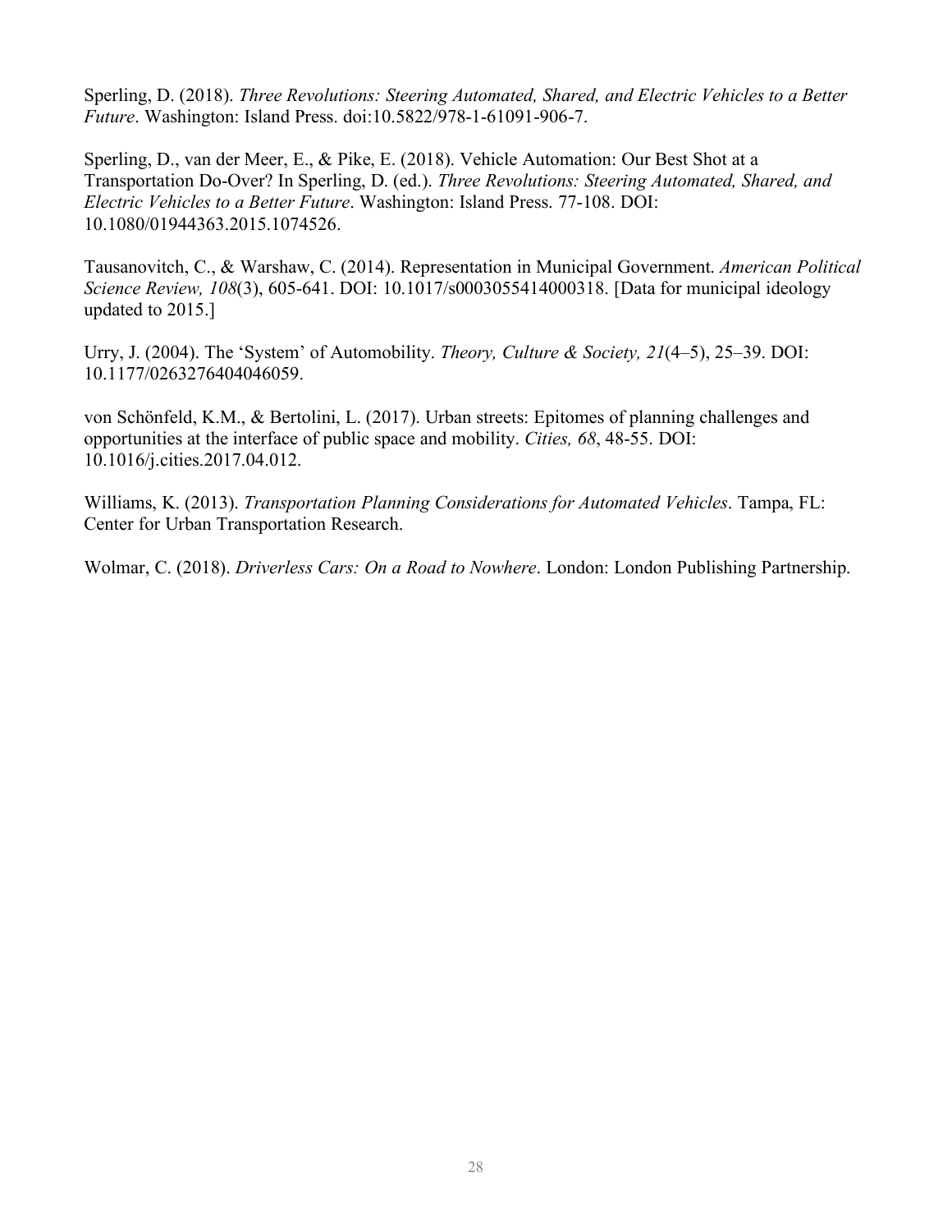Sperling, D. (2018). *Three Revolutions: Steering Automated, Shared, and Electric Vehicles to a Better Future*. Washington: Island Press. doi:10.5822/978-1-61091-906-7.

Sperling, D., van der Meer, E., & Pike, E. (2018). Vehicle Automation: Our Best Shot at a Transportation Do-Over? In Sperling, D. (ed.). *Three Revolutions: Steering Automated, Shared, and Electric Vehicles to a Better Future*. Washington: Island Press. 77-108. DOI: 10.1080/01944363.2015.1074526.

Tausanovitch, C., & Warshaw, C. (2014). Representation in Municipal Government. *American Political Science Review, 108*(3), 605-641. DOI: 10.1017/s0003055414000318. [Data for municipal ideology updated to 2015.]

Urry, J. (2004). The 'System' of Automobility. *Theory, Culture & Society, 21*(4–5), 25–39. DOI: 10.1177/0263276404046059.

von Schönfeld, K.M., & Bertolini, L. (2017). Urban streets: Epitomes of planning challenges and opportunities at the interface of public space and mobility. *Cities, 68*, 48-55. DOI: 10.1016/j.cities.2017.04.012.

Williams, K. (2013). *Transportation Planning Considerations for Automated Vehicles*. Tampa, FL: Center for Urban Transportation Research.

Wolmar, C. (2018). *Driverless Cars: On a Road to Nowhere*. London: London Publishing Partnership.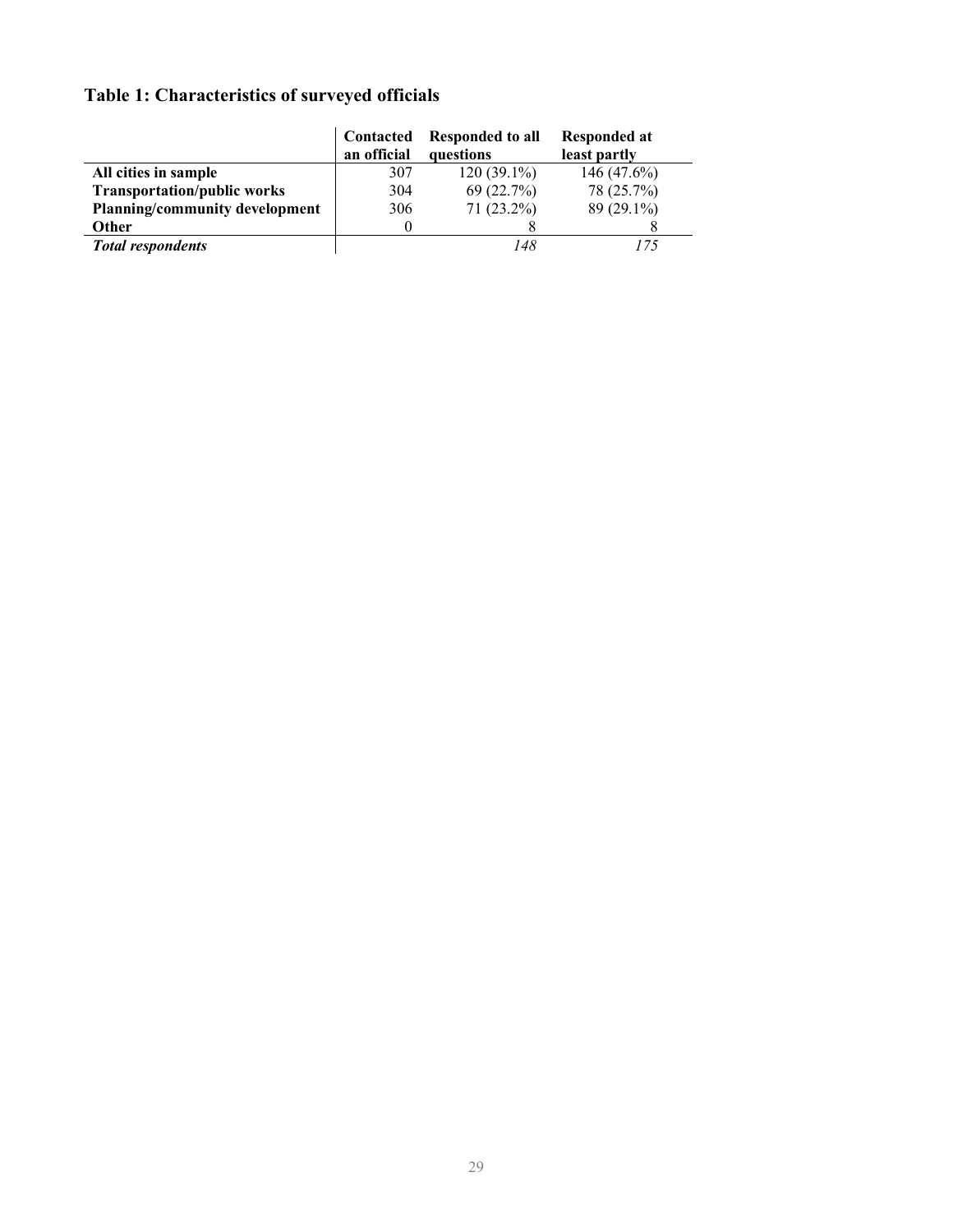## Table 1: Characteristics of surveyed officials

| | Contacted an official | Responded to all questions | Responded at least partly |
|---|---|---|---|
| **All cities in sample** | 307 | 120 (39.1%) | 146 (47.6%) |
| **Transportation/public works** | 304 | 69 (22.7%) | 78 (25.7%) |
| **Planning/community development** | 306 | 71 (23.2%) | 89 (29.1%) |
| **Other** | 0 | 8 | 8 |
| ***Total respondents*** | | *148* | *175* |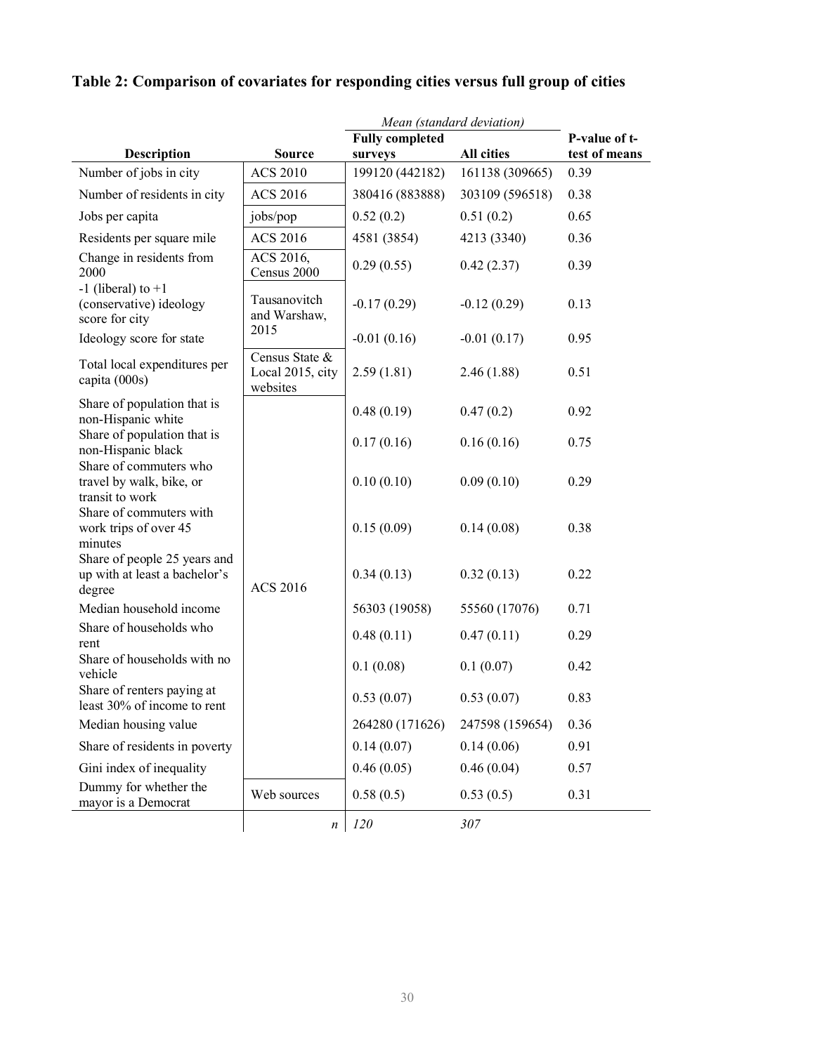## Table 2: Comparison of covariates for responding cities versus full group of cities

| Description | Source | *Mean (standard deviation)* | | P-value of t-test of means |
|---|---|---|---|---|
| | | **Fully completed surveys** | **All cities** | |
| Number of jobs in city | ACS 2010 | 199120 (442182) | 161138 (309665) | 0.39 |
| Number of residents in city | ACS 2016 | 380416 (883888) | 303109 (596518) | 0.38 |
| Jobs per capita | jobs/pop | 0.52 (0.2) | 0.51 (0.2) | 0.65 |
| Residents per square mile | ACS 2016 | 4581 (3854) | 4213 (3340) | 0.36 |
| Change in residents from 2000 | ACS 2016, Census 2000 | 0.29 (0.55) | 0.42 (2.37) | 0.39 |
| -1 (liberal) to +1 (conservative) ideology score for city | Tausanovitch and Warshaw, 2015 | -0.17 (0.29) | -0.12 (0.29) | 0.13 |
| Ideology score for state | Tausanovitch and Warshaw, 2015 | -0.01 (0.16) | -0.01 (0.17) | 0.95 |
| Total local expenditures per capita (000s) | Census State & Local 2015, city websites | 2.59 (1.81) | 2.46 (1.88) | 0.51 |
| Share of population that is non-Hispanic white | ACS 2016 | 0.48 (0.19) | 0.47 (0.2) | 0.92 |
| Share of population that is non-Hispanic black | ACS 2016 | 0.17 (0.16) | 0.16 (0.16) | 0.75 |
| Share of commuters who travel by walk, bike, or transit to work | ACS 2016 | 0.10 (0.10) | 0.09 (0.10) | 0.29 |
| Share of commuters with work trips of over 45 minutes | ACS 2016 | 0.15 (0.09) | 0.14 (0.08) | 0.38 |
| Share of people 25 years and up with at least a bachelor's degree | ACS 2016 | 0.34 (0.13) | 0.32 (0.13) | 0.22 |
| Median household income | ACS 2016 | 56303 (19058) | 55560 (17076) | 0.71 |
| Share of households who rent | ACS 2016 | 0.48 (0.11) | 0.47 (0.11) | 0.29 |
| Share of households with no vehicle | ACS 2016 | 0.1 (0.08) | 0.1 (0.07) | 0.42 |
| Share of renters paying at least 30% of income to rent | ACS 2016 | 0.53 (0.07) | 0.53 (0.07) | 0.83 |
| Median housing value | ACS 2016 | 264280 (171626) | 247598 (159654) | 0.36 |
| Share of residents in poverty | ACS 2016 | 0.14 (0.07) | 0.14 (0.06) | 0.91 |
| Gini index of inequality | ACS 2016 | 0.46 (0.05) | 0.46 (0.04) | 0.57 |
| Dummy for whether the mayor is a Democrat | Web sources | 0.58 (0.5) | 0.53 (0.5) | 0.31 |
| | *n* | *120* | *307* | |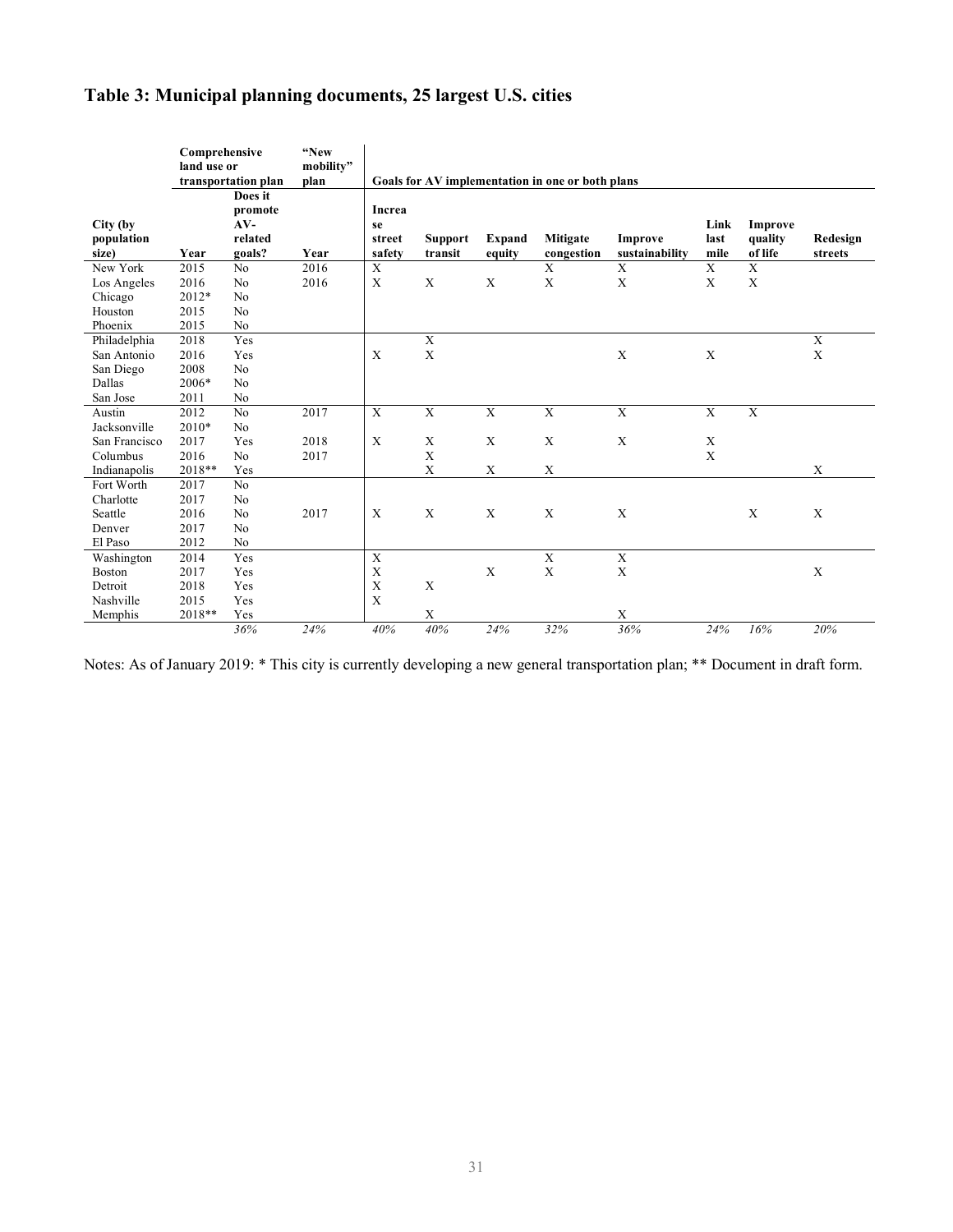## Table 3: Municipal planning documents, 25 largest U.S. cities

| City (by population size) | Comprehensive land use or transportation plan: Year | Comprehensive land use or transportation plan: Does it promote AV-related goals? | "New mobility" plan: Year | Goals for AV implementation in one or both plans: Increase street safety | Support transit | Expand equity | Mitigate congestion | Improve sustainability | Link last mile | Improve quality of life | Redesign streets |
|---|---|---|---|---|---|---|---|---|---|---|---|
| New York | 2015 | No | 2016 | X | | | X | X | X | X | |
| Los Angeles | 2016 | No | 2016 | X | X | X | X | X | X | X | |
| Chicago | 2012* | No | | | | | | | | | |
| Houston | 2015 | No | | | | | | | | | |
| Phoenix | 2015 | No | | | | | | | | | |
| Philadelphia | 2018 | Yes | | | X | | | | | | X |
| San Antonio | 2016 | Yes | | X | X | | | X | X | | X |
| San Diego | 2008 | No | | | | | | | | | |
| Dallas | 2006* | No | | | | | | | | | |
| San Jose | 2011 | No | | | | | | | | | |
| Austin | 2012 | No | 2017 | X | X | X | X | X | X | X | |
| Jacksonville | 2010* | No | | | | | | | | | |
| San Francisco | 2017 | Yes | 2018 | X | X | X | X | X | X | | |
| Columbus | 2016 | No | 2017 | | X | | | | X | | |
| Indianapolis | 2018** | Yes | | | X | X | X | | | | X |
| Fort Worth | 2017 | No | | | | | | | | | |
| Charlotte | 2017 | No | | | | | | | | | |
| Seattle | 2016 | No | 2017 | X | X | X | X | X | | X | X |
| Denver | 2017 | No | | | | | | | | | |
| El Paso | 2012 | No | | | | | | | | | |
| Washington | 2014 | Yes | | X | | | X | X | | | |
| Boston | 2017 | Yes | | X | | X | X | X | | | X |
| Detroit | 2018 | Yes | | X | X | | | | | | |
| Nashville | 2015 | Yes | | X | | | | | | | |
| Memphis | 2018** | Yes | | | X | | | X | | | |
| | | *36%* | *24%* | *40%* | *40%* | *24%* | *32%* | *36%* | *24%* | *16%* | *20%* |

Notes: As of January 2019: * This city is currently developing a new general transportation plan; ** Document in draft form.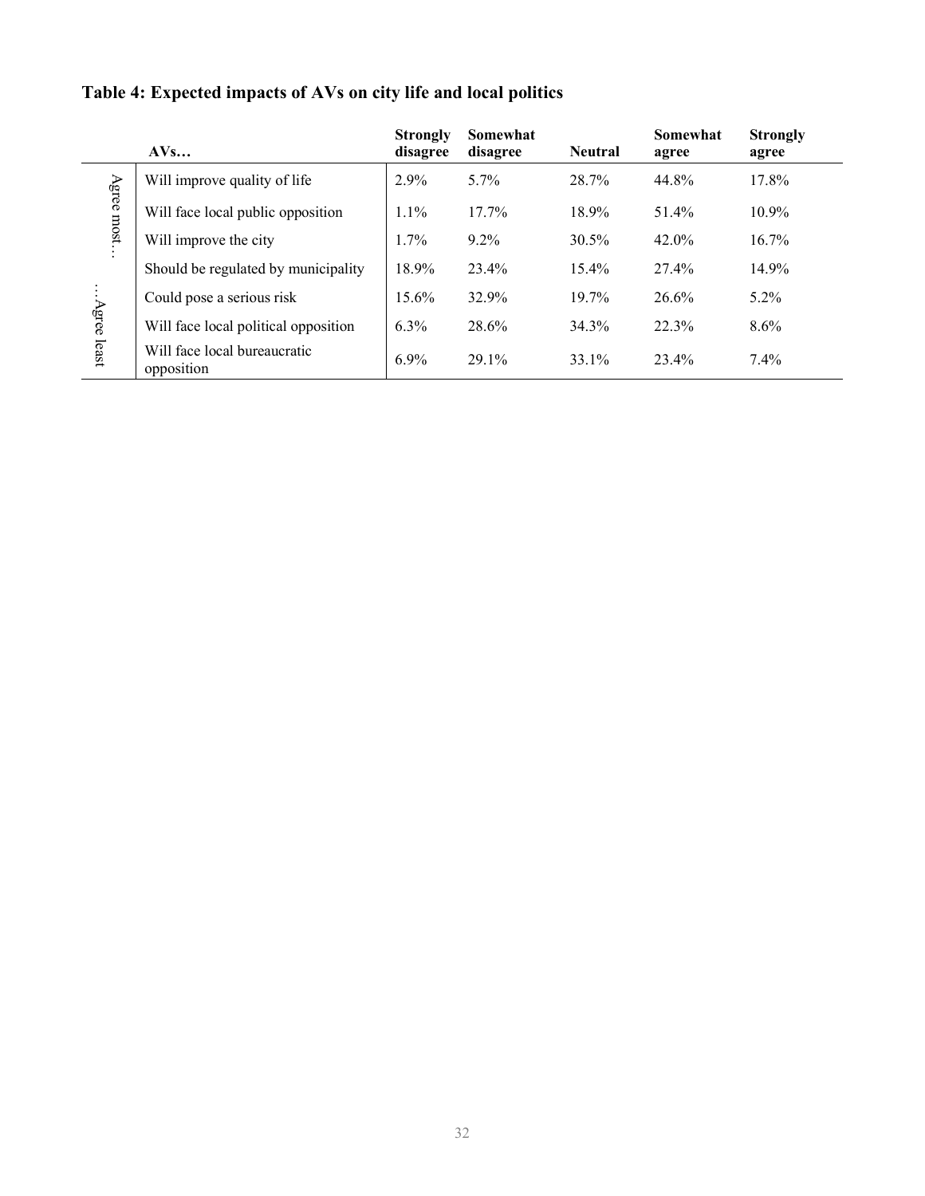## Table 4: Expected impacts of AVs on city life and local politics

| | AVs… | Strongly disagree | Somewhat disagree | Neutral | Somewhat agree | Strongly agree |
|---|---|---|---|---|---|---|
| Agree most… | Will improve quality of life | 2.9% | 5.7% | 28.7% | 44.8% | 17.8% |
| | Will face local public opposition | 1.1% | 17.7% | 18.9% | 51.4% | 10.9% |
| | Will improve the city | 1.7% | 9.2% | 30.5% | 42.0% | 16.7% |
| | Should be regulated by municipality | 18.9% | 23.4% | 15.4% | 27.4% | 14.9% |
| | Could pose a serious risk | 15.6% | 32.9% | 19.7% | 26.6% | 5.2% |
| | Will face local political opposition | 6.3% | 28.6% | 34.3% | 22.3% | 8.6% |
| …Agree least | Will face local bureaucratic opposition | 6.9% | 29.1% | 33.1% | 23.4% | 7.4% |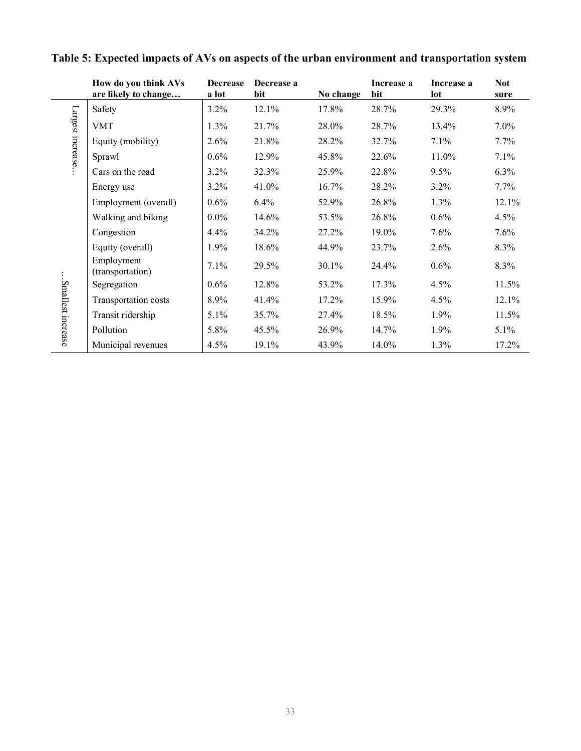**Table 5: Expected impacts of AVs on aspects of the urban environment and transportation system**

| | How do you think AVs are likely to change… | Decrease a lot | Decrease a bit | No change | Increase a bit | Increase a lot | Not sure |
|---|---|---|---|---|---|---|---|
| Largest increase… | Safety | 3.2% | 12.1% | 17.8% | 28.7% | 29.3% | 8.9% |
| | VMT | 1.3% | 21.7% | 28.0% | 28.7% | 13.4% | 7.0% |
| | Equity (mobility) | 2.6% | 21.8% | 28.2% | 32.7% | 7.1% | 7.7% |
| | Sprawl | 0.6% | 12.9% | 45.8% | 22.6% | 11.0% | 7.1% |
| | Cars on the road | 3.2% | 32.3% | 25.9% | 22.8% | 9.5% | 6.3% |
| | Energy use | 3.2% | 41.0% | 16.7% | 28.2% | 3.2% | 7.7% |
| | Employment (overall) | 0.6% | 6.4% | 52.9% | 26.8% | 1.3% | 12.1% |
| | Walking and biking | 0.0% | 14.6% | 53.5% | 26.8% | 0.6% | 4.5% |
| | Congestion | 4.4% | 34.2% | 27.2% | 19.0% | 7.6% | 7.6% |
| | Equity (overall) | 1.9% | 18.6% | 44.9% | 23.7% | 2.6% | 8.3% |
| | Employment (transportation) | 7.1% | 29.5% | 30.1% | 24.4% | 0.6% | 8.3% |
| | Segregation | 0.6% | 12.8% | 53.2% | 17.3% | 4.5% | 11.5% |
| | Transportation costs | 8.9% | 41.4% | 17.2% | 15.9% | 4.5% | 12.1% |
| | Transit ridership | 5.1% | 35.7% | 27.4% | 18.5% | 1.9% | 11.5% |
| | Pollution | 5.8% | 45.5% | 26.9% | 14.7% | 1.9% | 5.1% |
| …Smallest increase | Municipal revenues | 4.5% | 19.1% | 43.9% | 14.0% | 1.3% | 17.2% |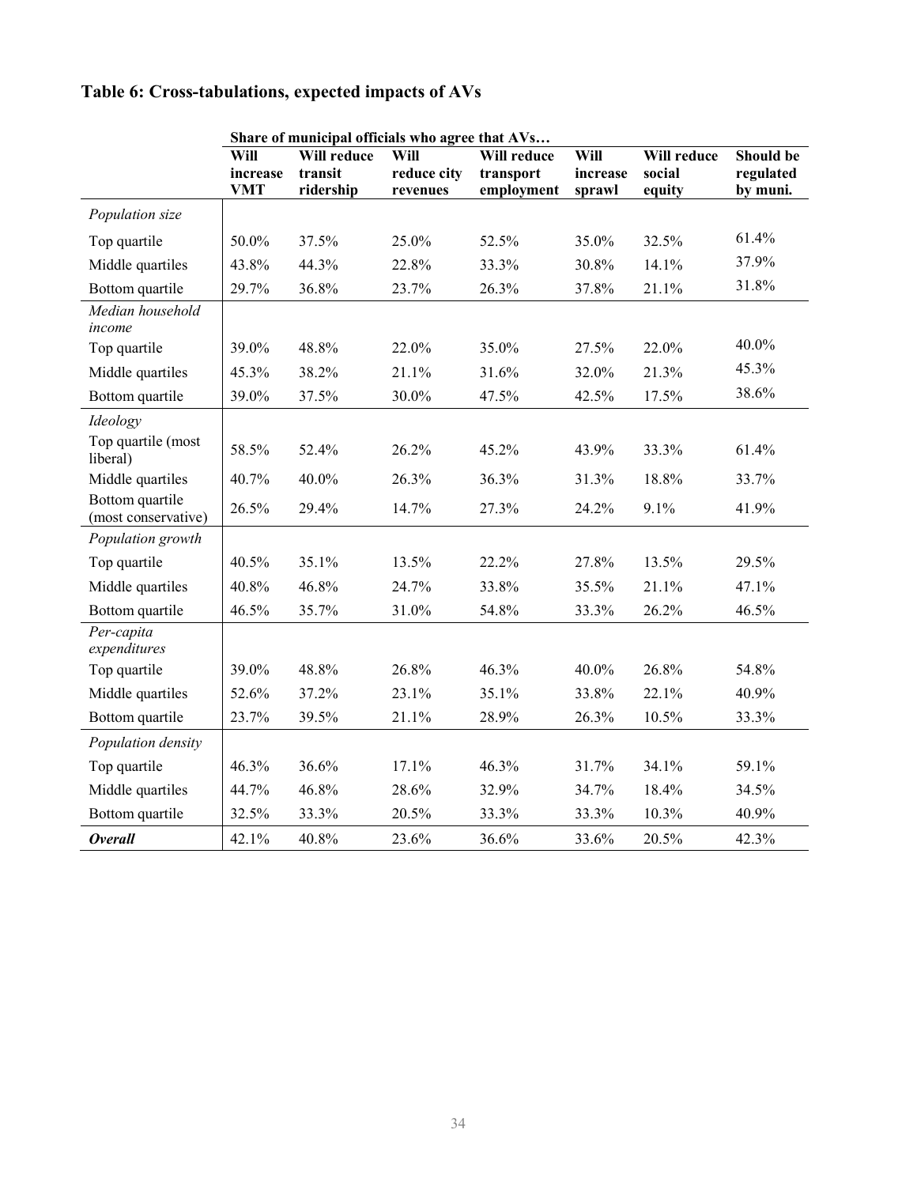## Table 6: Cross-tabulations, expected impacts of AVs

| | Share of municipal officials who agree that AVs… | | | | | | |
|---|---|---|---|---|---|---|---|
| | **Will increase VMT** | **Will reduce transit ridership** | **Will reduce city revenues** | **Will reduce transport employment** | **Will increase sprawl** | **Will reduce social equity** | **Should be regulated by muni.** |
| *Population size* | | | | | | | |
| Top quartile | 50.0% | 37.5% | 25.0% | 52.5% | 35.0% | 32.5% | 61.4% |
| Middle quartiles | 43.8% | 44.3% | 22.8% | 33.3% | 30.8% | 14.1% | 37.9% |
| Bottom quartile | 29.7% | 36.8% | 23.7% | 26.3% | 37.8% | 21.1% | 31.8% |
| *Median household income* | | | | | | | |
| Top quartile | 39.0% | 48.8% | 22.0% | 35.0% | 27.5% | 22.0% | 40.0% |
| Middle quartiles | 45.3% | 38.2% | 21.1% | 31.6% | 32.0% | 21.3% | 45.3% |
| Bottom quartile | 39.0% | 37.5% | 30.0% | 47.5% | 42.5% | 17.5% | 38.6% |
| *Ideology* | | | | | | | |
| Top quartile (most liberal) | 58.5% | 52.4% | 26.2% | 45.2% | 43.9% | 33.3% | 61.4% |
| Middle quartiles | 40.7% | 40.0% | 26.3% | 36.3% | 31.3% | 18.8% | 33.7% |
| Bottom quartile (most conservative) | 26.5% | 29.4% | 14.7% | 27.3% | 24.2% | 9.1% | 41.9% |
| *Population growth* | | | | | | | |
| Top quartile | 40.5% | 35.1% | 13.5% | 22.2% | 27.8% | 13.5% | 29.5% |
| Middle quartiles | 40.8% | 46.8% | 24.7% | 33.8% | 35.5% | 21.1% | 47.1% |
| Bottom quartile | 46.5% | 35.7% | 31.0% | 54.8% | 33.3% | 26.2% | 46.5% |
| *Per-capita expenditures* | | | | | | | |
| Top quartile | 39.0% | 48.8% | 26.8% | 46.3% | 40.0% | 26.8% | 54.8% |
| Middle quartiles | 52.6% | 37.2% | 23.1% | 35.1% | 33.8% | 22.1% | 40.9% |
| Bottom quartile | 23.7% | 39.5% | 21.1% | 28.9% | 26.3% | 10.5% | 33.3% |
| *Population density* | | | | | | | |
| Top quartile | 46.3% | 36.6% | 17.1% | 46.3% | 31.7% | 34.1% | 59.1% |
| Middle quartiles | 44.7% | 46.8% | 28.6% | 32.9% | 34.7% | 18.4% | 34.5% |
| Bottom quartile | 32.5% | 33.3% | 20.5% | 33.3% | 33.3% | 10.3% | 40.9% |
| ***Overall*** | 42.1% | 40.8% | 23.6% | 36.6% | 33.6% | 20.5% | 42.3% |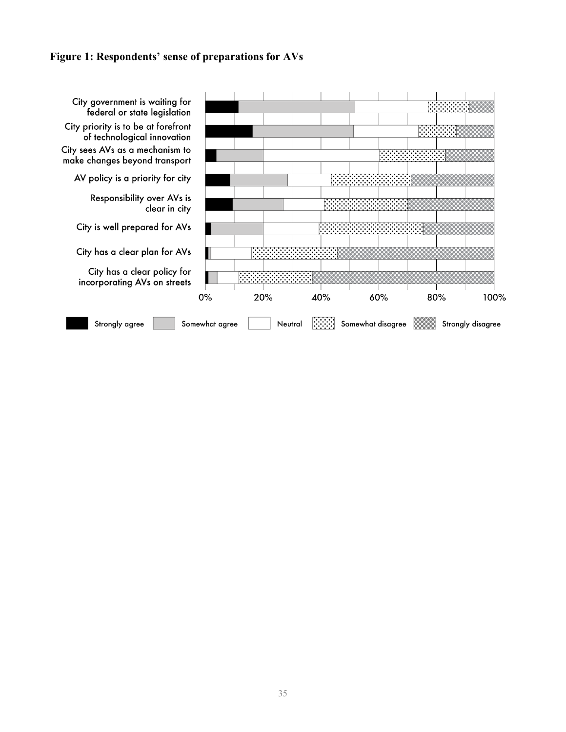**Figure 1: Respondents' sense of preparations for AVs**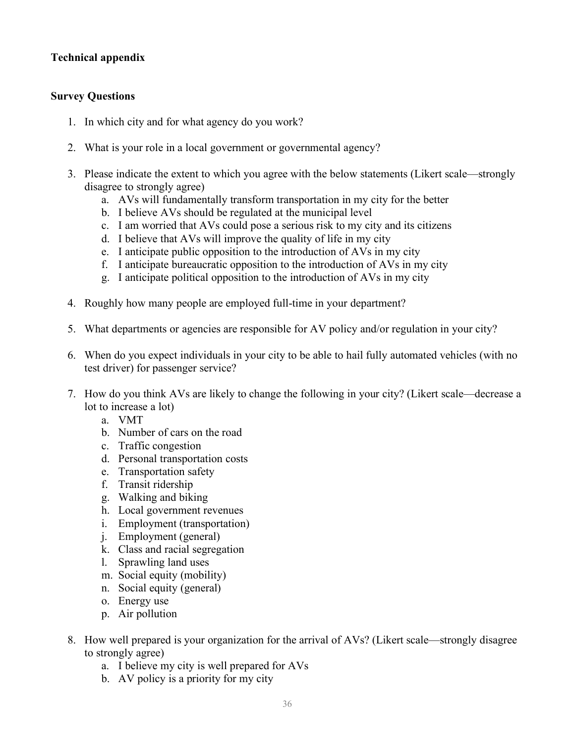**Technical appendix**

**Survey Questions**

1. In which city and for what agency do you work?

2. What is your role in a local government or governmental agency?

3. Please indicate the extent to which you agree with the below statements (Likert scale—strongly disagree to strongly agree)
    a. AVs will fundamentally transform transportation in my city for the better
    b. I believe AVs should be regulated at the municipal level
    c. I am worried that AVs could pose a serious risk to my city and its citizens
    d. I believe that AVs will improve the quality of life in my city
    e. I anticipate public opposition to the introduction of AVs in my city
    f. I anticipate bureaucratic opposition to the introduction of AVs in my city
    g. I anticipate political opposition to the introduction of AVs in my city

4. Roughly how many people are employed full-time in your department?

5. What departments or agencies are responsible for AV policy and/or regulation in your city?

6. When do you expect individuals in your city to be able to hail fully automated vehicles (with no test driver) for passenger service?

7. How do you think AVs are likely to change the following in your city? (Likert scale—decrease a lot to increase a lot)
    a. VMT
    b. Number of cars on the road
    c. Traffic congestion
    d. Personal transportation costs
    e. Transportation safety
    f. Transit ridership
    g. Walking and biking
    h. Local government revenues
    i. Employment (transportation)
    j. Employment (general)
    k. Class and racial segregation
    l. Sprawling land uses
    m. Social equity (mobility)
    n. Social equity (general)
    o. Energy use
    p. Air pollution

8. How well prepared is your organization for the arrival of AVs? (Likert scale—strongly disagree to strongly agree)
    a. I believe my city is well prepared for AVs
    b. AV policy is a priority for my city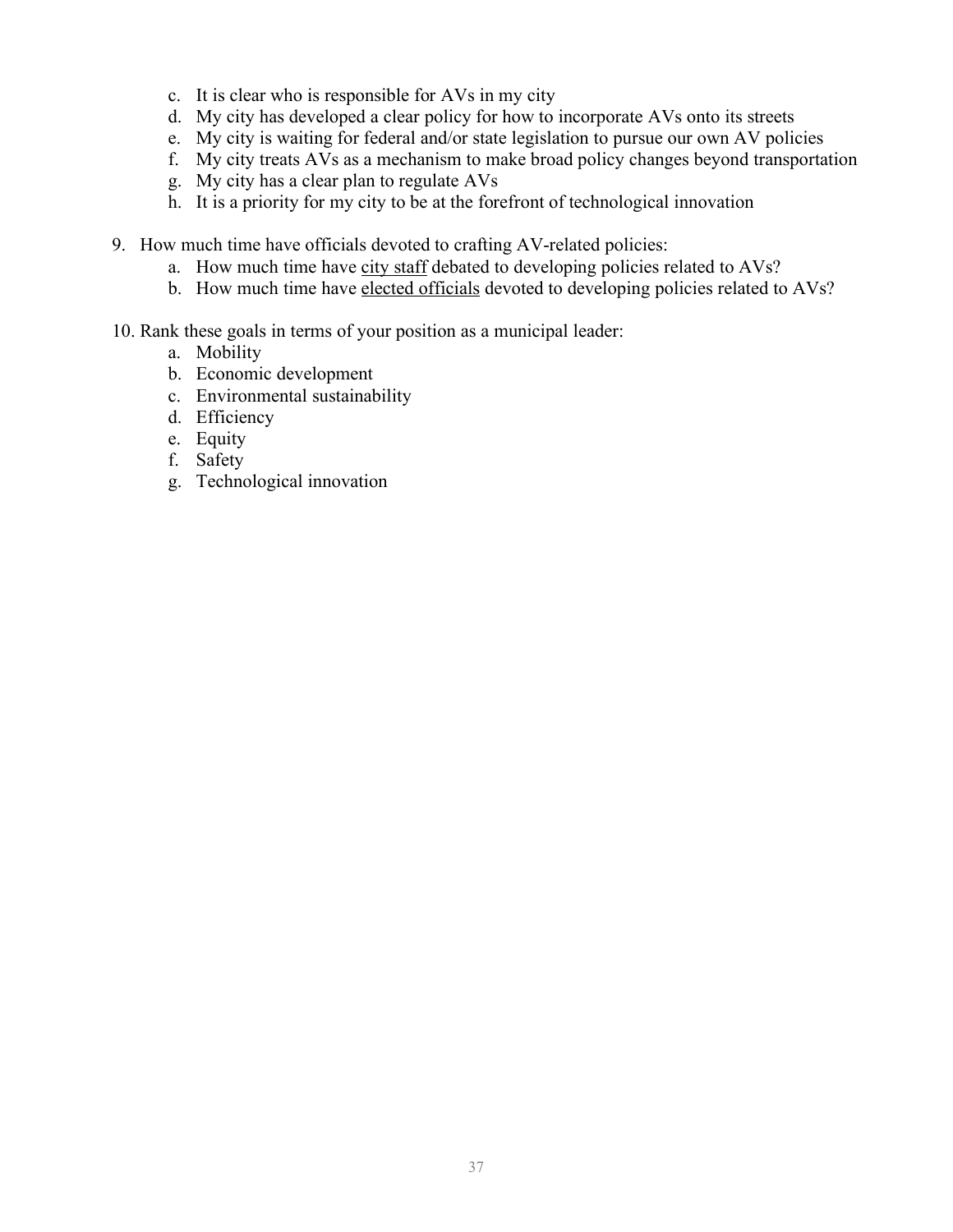c. It is clear who is responsible for AVs in my city
   d. My city has developed a clear policy for how to incorporate AVs onto its streets
   e. My city is waiting for federal and/or state legislation to pursue our own AV policies
   f. My city treats AVs as a mechanism to make broad policy changes beyond transportation
   g. My city has a clear plan to regulate AVs
   h. It is a priority for my city to be at the forefront of technological innovation

9. How much time have officials devoted to crafting AV-related policies:
   a. How much time have <u>city staff</u> debated to developing policies related to AVs?
   b. How much time have <u>elected officials</u> devoted to developing policies related to AVs?

10. Rank these goals in terms of your position as a municipal leader:
    a. Mobility
    b. Economic development
    c. Environmental sustainability
    d. Efficiency
    e. Equity
    f. Safety
    g. Technological innovation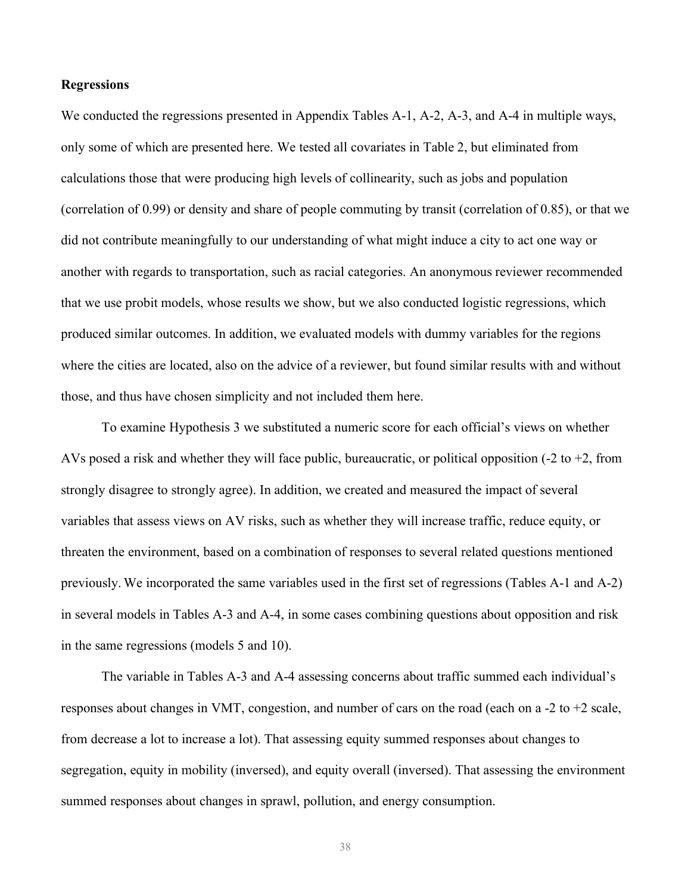**Regressions**

We conducted the regressions presented in Appendix Tables A-1, A-2, A-3, and A-4 in multiple ways, only some of which are presented here. We tested all covariates in Table 2, but eliminated from calculations those that were producing high levels of collinearity, such as jobs and population (correlation of 0.99) or density and share of people commuting by transit (correlation of 0.85), or that we did not contribute meaningfully to our understanding of what might induce a city to act one way or another with regards to transportation, such as racial categories. An anonymous reviewer recommended that we use probit models, whose results we show, but we also conducted logistic regressions, which produced similar outcomes. In addition, we evaluated models with dummy variables for the regions where the cities are located, also on the advice of a reviewer, but found similar results with and without those, and thus have chosen simplicity and not included them here.

To examine Hypothesis 3 we substituted a numeric score for each official's views on whether AVs posed a risk and whether they will face public, bureaucratic, or political opposition (-2 to +2, from strongly disagree to strongly agree). In addition, we created and measured the impact of several variables that assess views on AV risks, such as whether they will increase traffic, reduce equity, or threaten the environment, based on a combination of responses to several related questions mentioned previously. We incorporated the same variables used in the first set of regressions (Tables A-1 and A-2) in several models in Tables A-3 and A-4, in some cases combining questions about opposition and risk in the same regressions (models 5 and 10).

The variable in Tables A-3 and A-4 assessing concerns about traffic summed each individual's responses about changes in VMT, congestion, and number of cars on the road (each on a -2 to +2 scale, from decrease a lot to increase a lot). That assessing equity summed responses about changes to segregation, equity in mobility (inversed), and equity overall (inversed). That assessing the environment summed responses about changes in sprawl, pollution, and energy consumption.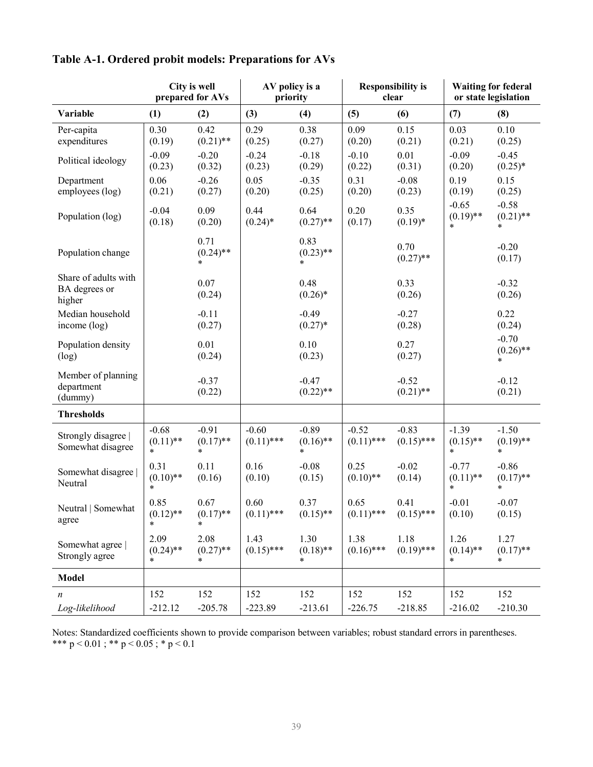## Table A-1. Ordered probit models: Preparations for AVs

| | City is well prepared for AVs | | AV policy is a priority | | Responsibility is clear | | Waiting for federal or state legislation | |
|---|---|---|---|---|---|---|---|---|
| **Variable** | **(1)** | **(2)** | **(3)** | **(4)** | **(5)** | **(6)** | **(7)** | **(8)** |
| Per-capita expenditures | 0.30 (0.19) | 0.42 (0.21)** | 0.29 (0.25) | 0.38 (0.27) | 0.09 (0.20) | 0.15 (0.21) | 0.03 (0.21) | 0.10 (0.25) |
| Political ideology | -0.09 (0.23) | -0.20 (0.32) | -0.24 (0.23) | -0.18 (0.29) | -0.10 (0.22) | 0.01 (0.31) | -0.09 (0.20) | -0.45 (0.25)* |
| Department employees (log) | 0.06 (0.21) | -0.26 (0.27) | 0.05 (0.20) | -0.35 (0.25) | 0.31 (0.20) | -0.08 (0.23) | 0.19 (0.19) | 0.15 (0.25) |
| Population (log) | -0.04 (0.18) | 0.09 (0.20) | 0.44 (0.24)* | 0.64 (0.27)** | 0.20 (0.17) | 0.35 (0.19)* | -0.65 (0.19)*** | -0.58 (0.21)*** |
| Population change | | 0.71 (0.24)*** | | 0.83 (0.23)*** | | 0.70 (0.27)** | | -0.20 (0.17) |
| Share of adults with BA degrees or higher | | 0.07 (0.24) | | 0.48 (0.26)* | | 0.33 (0.26) | | -0.32 (0.26) |
| Median household income (log) | | -0.11 (0.27) | | -0.49 (0.27)* | | -0.27 (0.28) | | 0.22 (0.24) |
| Population density (log) | | 0.01 (0.24) | | 0.10 (0.23) | | 0.27 (0.27) | | -0.70 (0.26)*** |
| Member of planning department (dummy) | | -0.37 (0.22) | | -0.47 (0.22)** | | -0.52 (0.21)** | | -0.12 (0.21) |
| **Thresholds** | | | | | | | | |
| Strongly disagree \| Somewhat disagree | -0.68 (0.11)*** | -0.91 (0.17)*** | -0.60 (0.11)*** | -0.89 (0.16)*** | -0.52 (0.11)*** | -0.83 (0.15)*** | -1.39 (0.15)*** | -1.50 (0.19)*** |
| Somewhat disagree \| Neutral | 0.31 (0.10)*** | 0.11 (0.16) | 0.16 (0.10) | -0.08 (0.15) | 0.25 (0.10)** | -0.02 (0.14) | -0.77 (0.11)*** | -0.86 (0.17)*** |
| Neutral \| Somewhat agree | 0.85 (0.12)*** | 0.67 (0.17)*** | 0.60 (0.11)*** | 0.37 (0.15)** | 0.65 (0.11)*** | 0.41 (0.15)*** | -0.01 (0.10) | -0.07 (0.15) |
| Somewhat agree \| Strongly agree | 2.09 (0.24)*** | 2.08 (0.27)*** | 1.43 (0.15)*** | 1.30 (0.18)*** | 1.38 (0.16)*** | 1.18 (0.19)*** | 1.26 (0.14)*** | 1.27 (0.17)*** |
| **Model** | | | | | | | | |
| *n* | 152 | 152 | 152 | 152 | 152 | 152 | 152 | 152 |
| *Log-likelihood* | -212.12 | -205.78 | -223.89 | -213.61 | -226.75 | -218.85 | -216.02 | -210.30 |

Notes: Standardized coefficients shown to provide comparison between variables; robust standard errors in parentheses.
*** p < 0.01 ; ** p < 0.05 ; * p < 0.1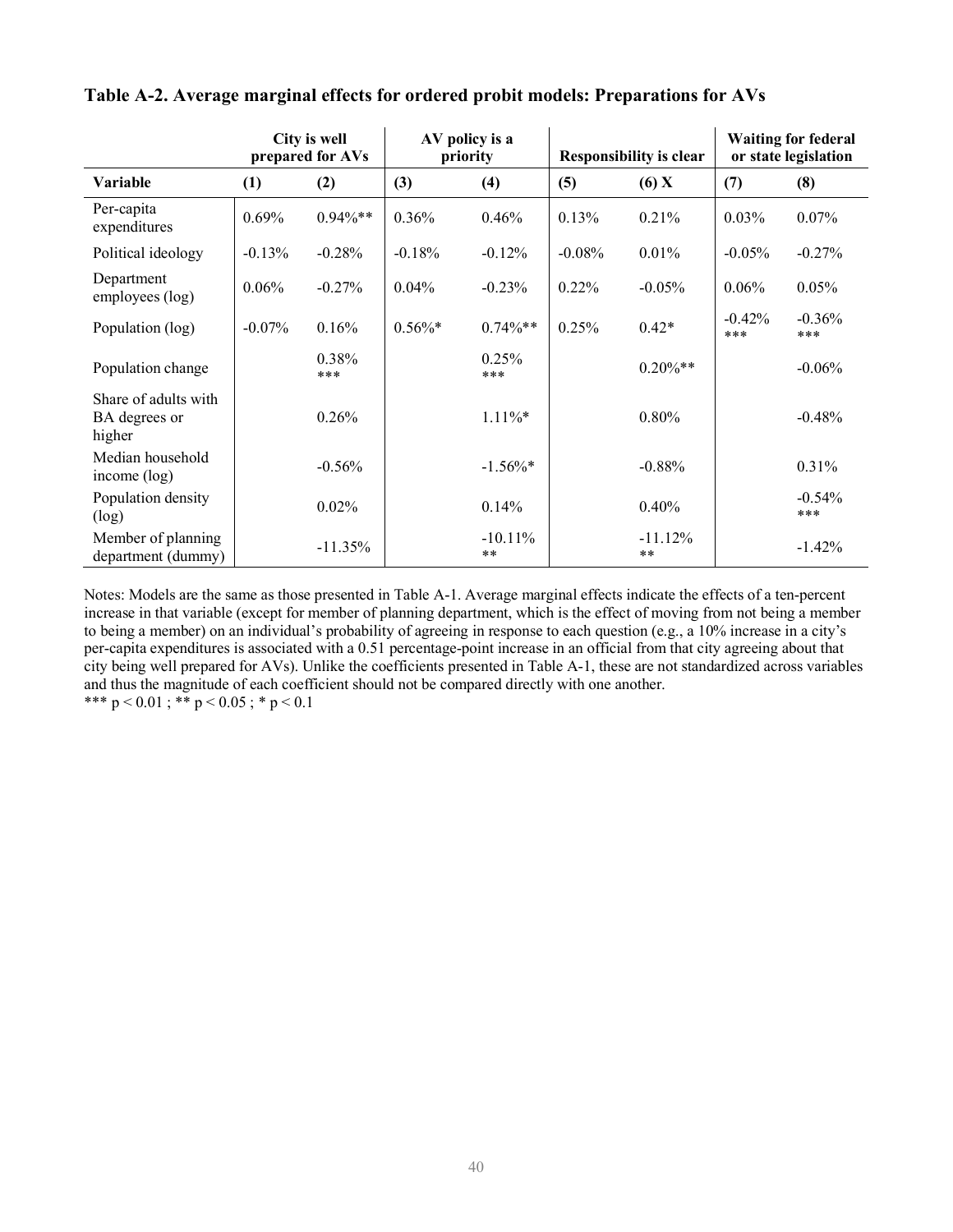## Table A-2. Average marginal effects for ordered probit models: Preparations for AVs

| | City is well prepared for AVs | | AV policy is a priority | | Responsibility is clear | | Waiting for federal or state legislation | |
|---|---|---|---|---|---|---|---|---|
| **Variable** | **(1)** | **(2)** | **(3)** | **(4)** | **(5)** | **(6) X** | **(7)** | **(8)** |
| Per-capita expenditures | 0.69% | 0.94%** | 0.36% | 0.46% | 0.13% | 0.21% | 0.03% | 0.07% |
| Political ideology | -0.13% | -0.28% | -0.18% | -0.12% | -0.08% | 0.01% | -0.05% | -0.27% |
| Department employees (log) | 0.06% | -0.27% | 0.04% | -0.23% | 0.22% | -0.05% | 0.06% | 0.05% |
| Population (log) | -0.07% | 0.16% | 0.56%* | 0.74%** | 0.25% | 0.42* | -0.42% *** | -0.36% *** |
| Population change | | 0.38% *** | | 0.25% *** | | 0.20%** | | -0.06% |
| Share of adults with BA degrees or higher | | 0.26% | | 1.11%* | | 0.80% | | -0.48% |
| Median household income (log) | | -0.56% | | -1.56%* | | -0.88% | | 0.31% |
| Population density (log) | | 0.02% | | 0.14% | | 0.40% | | -0.54% *** |
| Member of planning department (dummy) | | -11.35% | | -10.11% ** | | -11.12% ** | | -1.42% |

Notes: Models are the same as those presented in Table A-1. Average marginal effects indicate the effects of a ten-percent increase in that variable (except for member of planning department, which is the effect of moving from not being a member to being a member) on an individual's probability of agreeing in response to each question (e.g., a 10% increase in a city's per-capita expenditures is associated with a 0.51 percentage-point increase in an official from that city agreeing about that city being well prepared for AVs). Unlike the coefficients presented in Table A-1, these are not standardized across variables and thus the magnitude of each coefficient should not be compared directly with one another.
*** $p < 0.01$ ; ** $p < 0.05$ ; * $p < 0.1$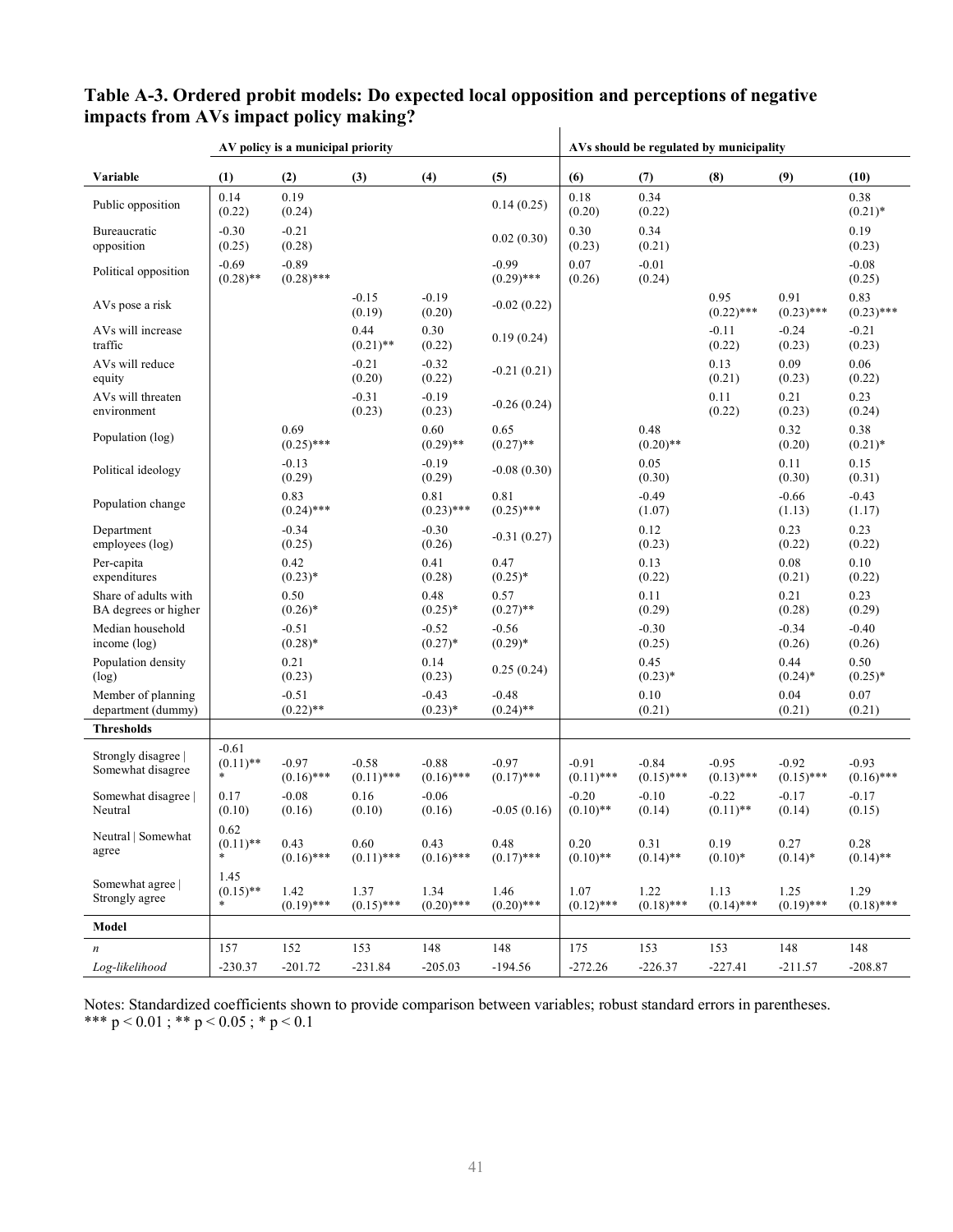### Table A-3. Ordered probit models: Do expected local opposition and perceptions of negative impacts from AVs impact policy making?

| | AV policy is a municipal priority | | | | | AVs should be regulated by municipality | | | | |
|---|---|---|---|---|---|---|---|---|---|---|
| **Variable** | **(1)** | **(2)** | **(3)** | **(4)** | **(5)** | **(6)** | **(7)** | **(8)** | **(9)** | **(10)** |
| Public opposition | 0.14 (0.22) | 0.19 (0.24) | | | 0.14 (0.25) | 0.18 (0.20) | 0.34 (0.22) | | | 0.38 (0.21)* |
| Bureaucratic opposition | -0.30 (0.25) | -0.21 (0.28) | | | 0.02 (0.30) | 0.30 (0.23) | 0.34 (0.21) | | | 0.19 (0.23) |
| Political opposition | -0.69 (0.28)** | -0.89 (0.28)*** | | | -0.99 (0.29)*** | 0.07 (0.26) | -0.01 (0.24) | | | -0.08 (0.25) |
| AVs pose a risk | | | -0.15 (0.19) | -0.19 (0.20) | -0.02 (0.22) | | | 0.95 (0.22)*** | 0.91 (0.23)*** | 0.83 (0.23)*** |
| AVs will increase traffic | | | 0.44 (0.21)** | 0.30 (0.22) | 0.19 (0.24) | | | -0.11 (0.22) | -0.24 (0.23) | -0.21 (0.23) |
| AVs will reduce equity | | | -0.21 (0.20) | -0.32 (0.22) | -0.21 (0.21) | | | 0.13 (0.21) | 0.09 (0.23) | 0.06 (0.22) |
| AVs will threaten environment | | | -0.31 (0.23) | -0.19 (0.23) | -0.26 (0.24) | | | 0.11 (0.22) | 0.21 (0.23) | 0.23 (0.24) |
| Population (log) | | 0.69 (0.25)*** | | 0.60 (0.29)** | 0.65 (0.27)** | | 0.48 (0.20)** | | 0.32 (0.20) | 0.38 (0.21)* |
| Political ideology | | -0.13 (0.29) | | -0.19 (0.29) | -0.08 (0.30) | | 0.05 (0.30) | | 0.11 (0.30) | 0.15 (0.31) |
| Population change | | 0.83 (0.24)*** | | 0.81 (0.23)*** | 0.81 (0.25)*** | | -0.49 (1.07) | | -0.66 (1.13) | -0.43 (1.17) |
| Department employees (log) | | -0.34 (0.25) | | -0.30 (0.26) | -0.31 (0.27) | | 0.12 (0.23) | | 0.23 (0.22) | 0.23 (0.22) |
| Per-capita expenditures | | 0.42 (0.23)* | | 0.41 (0.28) | 0.47 (0.25)* | | 0.13 (0.22) | | 0.08 (0.21) | 0.10 (0.22) |
| Share of adults with BA degrees or higher | | 0.50 (0.26)* | | 0.48 (0.25)* | 0.57 (0.27)** | | 0.11 (0.29) | | 0.21 (0.28) | 0.23 (0.29) |
| Median household income (log) | | -0.51 (0.28)* | | -0.52 (0.27)* | -0.56 (0.29)* | | -0.30 (0.25) | | -0.34 (0.26) | -0.40 (0.26) |
| Population density (log) | | 0.21 (0.23) | | 0.14 (0.23) | 0.25 (0.24) | | 0.45 (0.23)* | | 0.44 (0.24)* | 0.50 (0.25)* |
| Member of planning department (dummy) | | -0.51 (0.22)** | | -0.43 (0.23)* | -0.48 (0.24)** | | 0.10 (0.21) | | 0.04 (0.21) | 0.07 (0.21) |
| **Thresholds** | | | | | | | | | | |
| Strongly disagree \| Somewhat disagree | -0.61 (0.11)*** | -0.97 (0.16)*** | -0.58 (0.11)*** | -0.88 (0.16)*** | -0.97 (0.17)*** | -0.91 (0.11)*** | -0.84 (0.15)*** | -0.95 (0.13)*** | -0.92 (0.15)*** | -0.93 (0.16)*** |
| Somewhat disagree \| Neutral | 0.17 (0.10) | -0.08 (0.16) | 0.16 (0.10) | -0.06 (0.16) | -0.05 (0.16) | -0.20 (0.10)** | -0.10 (0.14) | -0.22 (0.11)** | -0.17 (0.14) | -0.17 (0.15) |
| Neutral \| Somewhat agree | 0.62 (0.11)*** | 0.43 (0.16)*** | 0.60 (0.11)*** | 0.43 (0.16)*** | 0.48 (0.17)*** | 0.20 (0.10)** | 0.31 (0.14)** | 0.19 (0.10)* | 0.27 (0.14)* | 0.28 (0.14)** |
| Somewhat agree \| Strongly agree | 1.45 (0.15)*** | 1.42 (0.19)*** | 1.37 (0.15)*** | 1.34 (0.20)*** | 1.46 (0.20)*** | 1.07 (0.12)*** | 1.22 (0.18)*** | 1.13 (0.14)*** | 1.25 (0.19)*** | 1.29 (0.18)*** |
| **Model** | | | | | | | | | | |
| *n* | 157 | 152 | 153 | 148 | 148 | 175 | 153 | 153 | 148 | 148 |
| *Log-likelihood* | -230.37 | -201.72 | -231.84 | -205.03 | -194.56 | -272.26 | -226.37 | -227.41 | -211.57 | -208.87 |

Notes: Standardized coefficients shown to provide comparison between variables; robust standard errors in parentheses.
*** $p < 0.01$ ; ** $p < 0.05$ ; * $p < 0.1$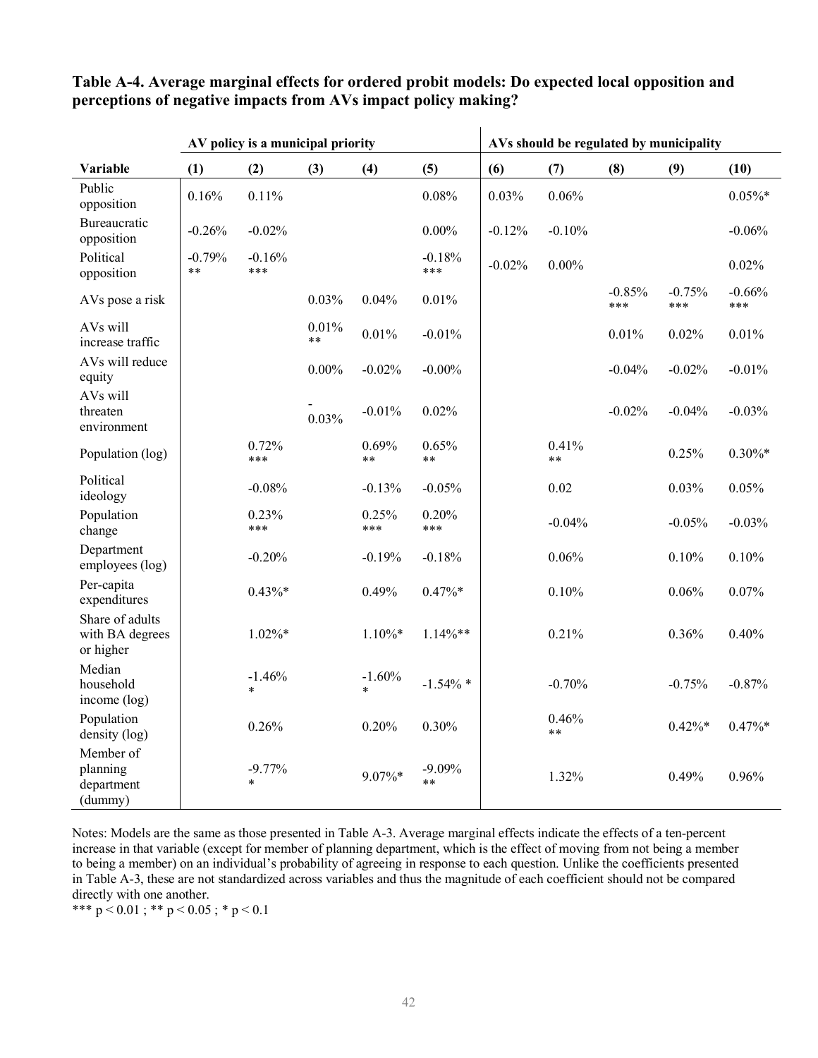**Table A-4. Average marginal effects for ordered probit models: Do expected local opposition and perceptions of negative impacts from AVs impact policy making?**

| | AV policy is a municipal priority | | | | | AVs should be regulated by municipality | | | | |
|---|---|---|---|---|---|---|---|---|---|---|
| **Variable** | **(1)** | **(2)** | **(3)** | **(4)** | **(5)** | **(6)** | **(7)** | **(8)** | **(9)** | **(10)** |
| Public opposition | 0.16% | 0.11% | | | 0.08% | 0.03% | 0.06% | | | 0.05%* |
| Bureaucratic opposition | -0.26% | -0.02% | | | 0.00% | -0.12% | -0.10% | | | -0.06% |
| Political opposition | -0.79% ** | -0.16% *** | | | -0.18% *** | -0.02% | 0.00% | | | 0.02% |
| AVs pose a risk | | | 0.03% | 0.04% | 0.01% | | | -0.85% *** | -0.75% *** | -0.66% *** |
| AVs will increase traffic | | | 0.01% ** | 0.01% | -0.01% | | | 0.01% | 0.02% | 0.01% |
| AVs will reduce equity | | | 0.00% | -0.02% | -0.00% | | | -0.04% | -0.02% | -0.01% |
| AVs will threaten environment | | | - 0.03% | -0.01% | 0.02% | | | -0.02% | -0.04% | -0.03% |
| Population (log) | | 0.72% *** | | 0.69% ** | 0.65% ** | | 0.41% ** | | 0.25% | 0.30%* |
| Political ideology | | -0.08% | | -0.13% | -0.05% | | 0.02 | | 0.03% | 0.05% |
| Population change | | 0.23% *** | | 0.25% *** | 0.20% *** | | -0.04% | | -0.05% | -0.03% |
| Department employees (log) | | -0.20% | | -0.19% | -0.18% | | 0.06% | | 0.10% | 0.10% |
| Per-capita expenditures | | 0.43%* | | 0.49% | 0.47%* | | 0.10% | | 0.06% | 0.07% |
| Share of adults with BA degrees or higher | | 1.02%* | | 1.10%* | 1.14%** | | 0.21% | | 0.36% | 0.40% |
| Median household income (log) | | -1.46% * | | -1.60% * | -1.54% * | | -0.70% | | -0.75% | -0.87% |
| Population density (log) | | 0.26% | | 0.20% | 0.30% | | 0.46% ** | | 0.42%* | 0.47%* |
| Member of planning department (dummy) | | -9.77% * | | 9.07%* | -9.09% ** | | 1.32% | | 0.49% | 0.96% |

Notes: Models are the same as those presented in Table A-3. Average marginal effects indicate the effects of a ten-percent increase in that variable (except for member of planning department, which is the effect of moving from not being a member to being a member) on an individual's probability of agreeing in response to each question. Unlike the coefficients presented in Table A-3, these are not standardized across variables and thus the magnitude of each coefficient should not be compared directly with one another.

*** $p < 0.01$ ; ** $p < 0.05$ ; * $p < 0.1$